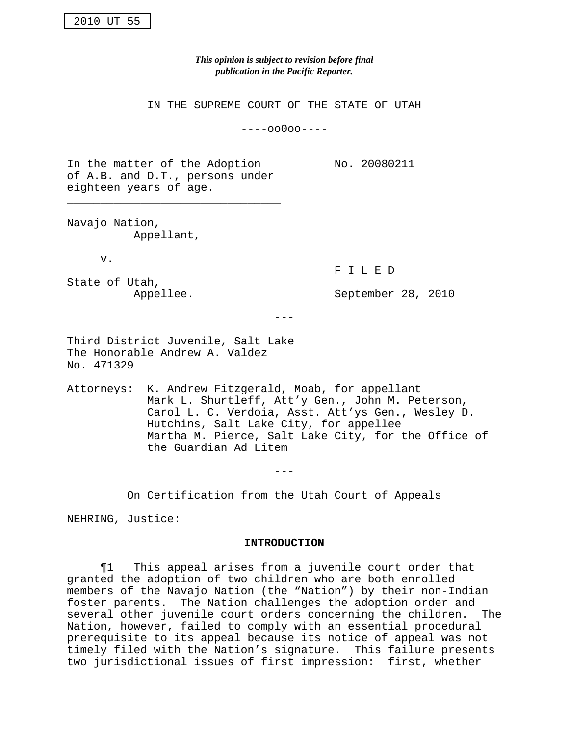2010 UT 55

*This opinion is subject to revision before final publication in the Pacific Reporter.*

IN THE SUPREME COURT OF THE STATE OF UTAH

----oo0oo----

In the matter of the Adoption of A.B. and D.T., persons under eighteen years of age.

No. 20080211

Navajo Nation,
Appellant,

v.

State of Utah,
Appellee.

F I L E D

September 28, 2010

---

Third District Juvenile, Salt Lake
The Honorable Andrew A. Valdez
No. 471329

Attorneys: K. Andrew Fitzgerald, Moab, for appellant
Mark L. Shurtleff, Att'y Gen., John M. Peterson, Carol L. C. Verdoia, Asst. Att'ys Gen., Wesley D. Hutchins, Salt Lake City, for appellee
Martha M. Pierce, Salt Lake City, for the Office of the Guardian Ad Litem

---

On Certification from the Utah Court of Appeals

NEHRING, Justice:

## INTRODUCTION

¶1 This appeal arises from a juvenile court order that granted the adoption of two children who are both enrolled members of the Navajo Nation (the "Nation") by their non-Indian foster parents. The Nation challenges the adoption order and several other juvenile court orders concerning the children. The Nation, however, failed to comply with an essential procedural prerequisite to its appeal because its notice of appeal was not timely filed with the Nation's signature. This failure presents two jurisdictional issues of first impression: first, whether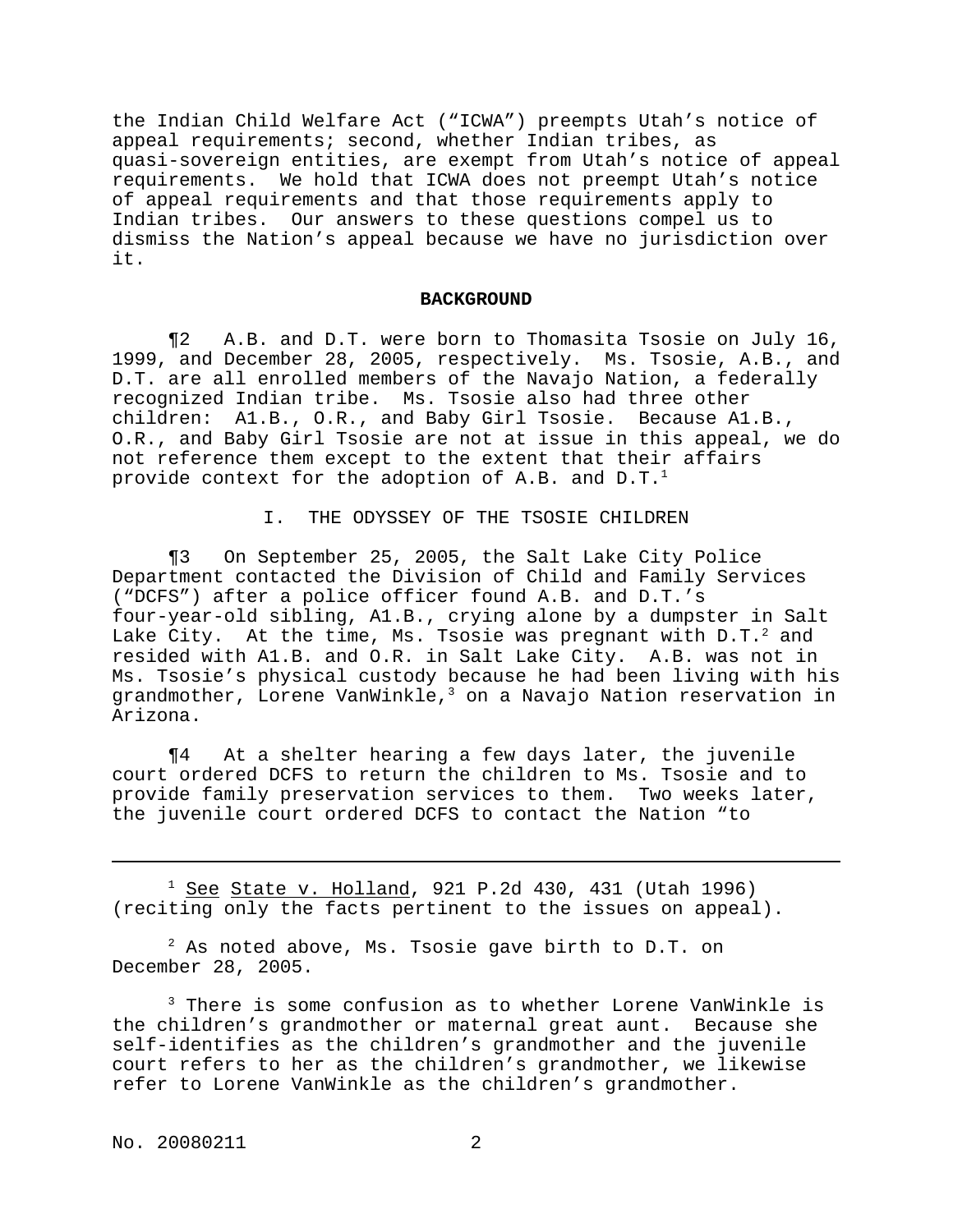the Indian Child Welfare Act ("ICWA") preempts Utah's notice of appeal requirements; second, whether Indian tribes, as quasi-sovereign entities, are exempt from Utah's notice of appeal requirements. We hold that ICWA does not preempt Utah's notice of appeal requirements and that those requirements apply to Indian tribes. Our answers to these questions compel us to dismiss the Nation's appeal because we have no jurisdiction over it.

## BACKGROUND

¶2 A.B. and D.T. were born to Thomasita Tsosie on July 16, 1999, and December 28, 2005, respectively. Ms. Tsosie, A.B., and D.T. are all enrolled members of the Navajo Nation, a federally recognized Indian tribe. Ms. Tsosie also had three other children: A1.B., O.R., and Baby Girl Tsosie. Because A1.B., O.R., and Baby Girl Tsosie are not at issue in this appeal, we do not reference them except to the extent that their affairs provide context for the adoption of A.B. and D.T.[1]

### I. THE ODYSSEY OF THE TSOSIE CHILDREN

¶3 On September 25, 2005, the Salt Lake City Police Department contacted the Division of Child and Family Services ("DCFS") after a police officer found A.B. and D.T.'s four-year-old sibling, A1.B., crying alone by a dumpster in Salt Lake City. At the time, Ms. Tsosie was pregnant with D.T.[2] and resided with A1.B. and O.R. in Salt Lake City. A.B. was not in Ms. Tsosie's physical custody because he had been living with his grandmother, Lorene VanWinkle,[3] on a Navajo Nation reservation in Arizona.

¶4 At a shelter hearing a few days later, the juvenile court ordered DCFS to return the children to Ms. Tsosie and to provide family preservation services to them. Two weeks later, the juvenile court ordered DCFS to contact the Nation "to

---

[1] See State v. Holland, 921 P.2d 430, 431 (Utah 1996) (reciting only the facts pertinent to the issues on appeal).

[2] As noted above, Ms. Tsosie gave birth to D.T. on December 28, 2005.

[3] There is some confusion as to whether Lorene VanWinkle is the children's grandmother or maternal great aunt. Because she self-identifies as the children's grandmother and the juvenile court refers to her as the children's grandmother, we likewise refer to Lorene VanWinkle as the children's grandmother.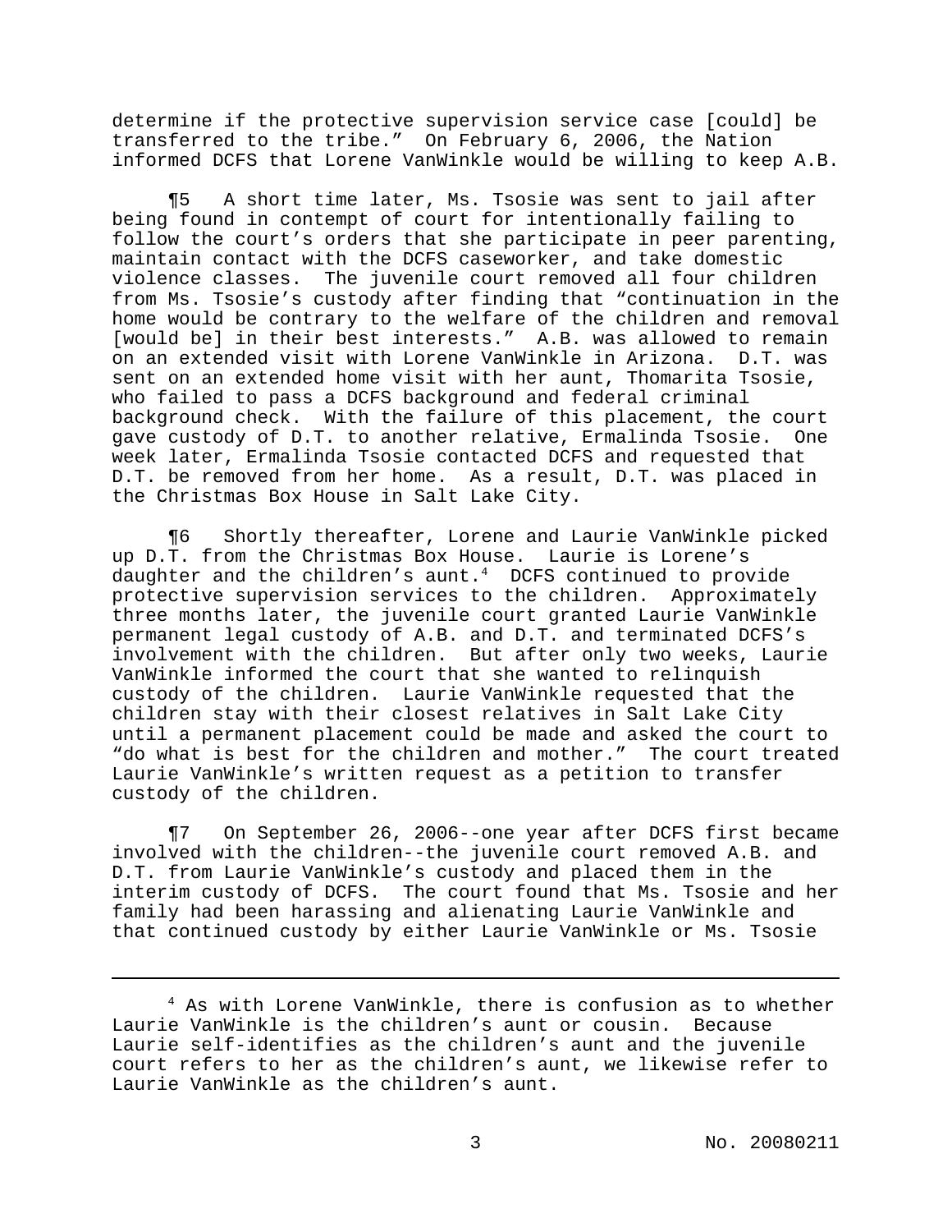determine if the protective supervision service case [could] be transferred to the tribe." On February 6, 2006, the Nation informed DCFS that Lorene VanWinkle would be willing to keep A.B.

¶5 A short time later, Ms. Tsosie was sent to jail after being found in contempt of court for intentionally failing to follow the court's orders that she participate in peer parenting, maintain contact with the DCFS caseworker, and take domestic violence classes. The juvenile court removed all four children from Ms. Tsosie's custody after finding that "continuation in the home would be contrary to the welfare of the children and removal [would be] in their best interests." A.B. was allowed to remain on an extended visit with Lorene VanWinkle in Arizona. D.T. was sent on an extended home visit with her aunt, Thomarita Tsosie, who failed to pass a DCFS background and federal criminal background check. With the failure of this placement, the court gave custody of D.T. to another relative, Ermalinda Tsosie. One week later, Ermalinda Tsosie contacted DCFS and requested that D.T. be removed from her home. As a result, D.T. was placed in the Christmas Box House in Salt Lake City.

¶6 Shortly thereafter, Lorene and Laurie VanWinkle picked up D.T. from the Christmas Box House. Laurie is Lorene's daughter and the children's aunt.[4] DCFS continued to provide protective supervision services to the children. Approximately three months later, the juvenile court granted Laurie VanWinkle permanent legal custody of A.B. and D.T. and terminated DCFS's involvement with the children. But after only two weeks, Laurie VanWinkle informed the court that she wanted to relinquish custody of the children. Laurie VanWinkle requested that the children stay with their closest relatives in Salt Lake City until a permanent placement could be made and asked the court to "do what is best for the children and mother." The court treated Laurie VanWinkle's written request as a petition to transfer custody of the children.

¶7 On September 26, 2006--one year after DCFS first became involved with the children--the juvenile court removed A.B. and D.T. from Laurie VanWinkle's custody and placed them in the interim custody of DCFS. The court found that Ms. Tsosie and her family had been harassing and alienating Laurie VanWinkle and that continued custody by either Laurie VanWinkle or Ms. Tsosie

---

[4] As with Lorene VanWinkle, there is confusion as to whether Laurie VanWinkle is the children's aunt or cousin. Because Laurie self-identifies as the children's aunt and the juvenile court refers to her as the children's aunt, we likewise refer to Laurie VanWinkle as the children's aunt.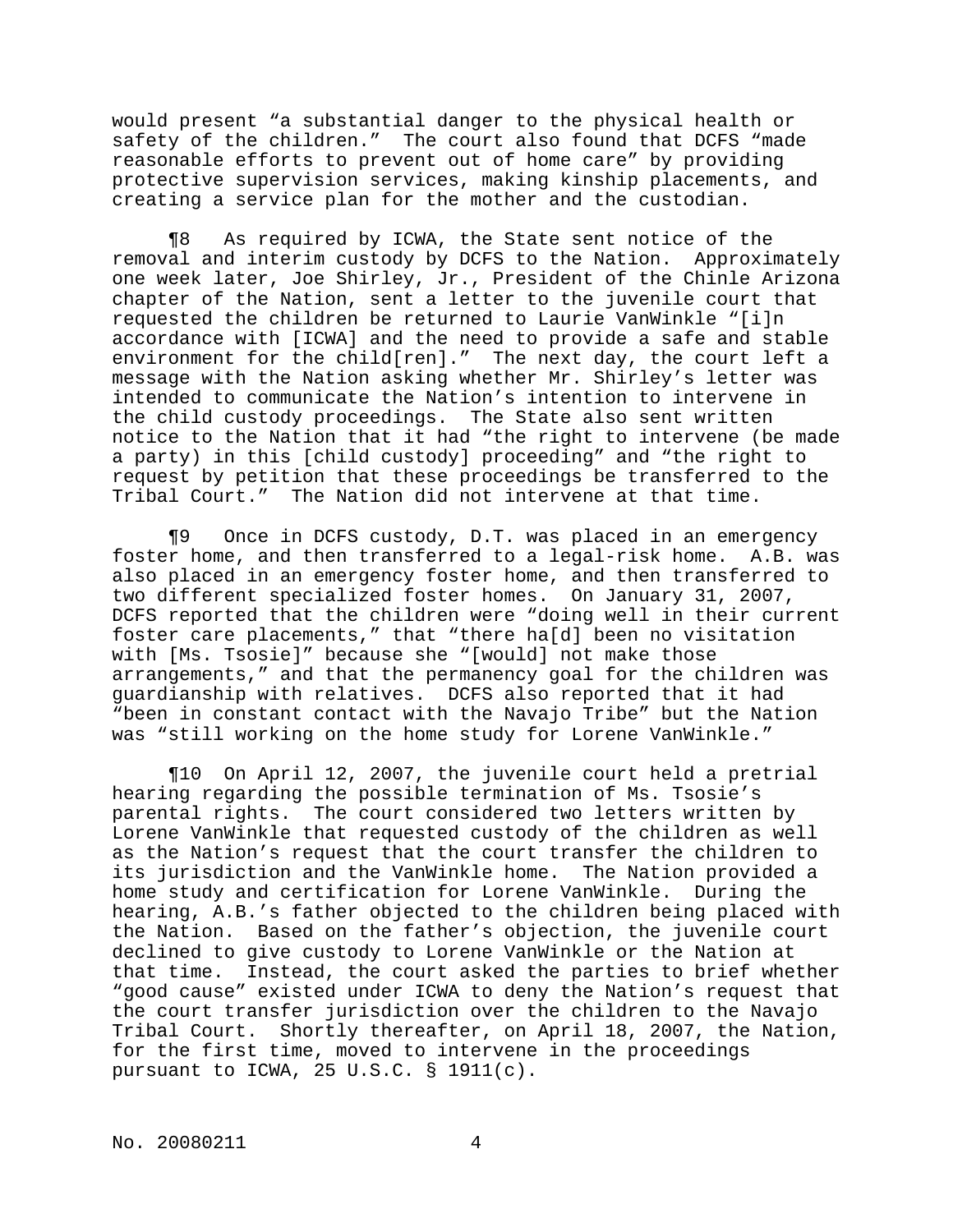would present "a substantial danger to the physical health or safety of the children." The court also found that DCFS "made reasonable efforts to prevent out of home care" by providing protective supervision services, making kinship placements, and creating a service plan for the mother and the custodian.

¶8 As required by ICWA, the State sent notice of the removal and interim custody by DCFS to the Nation. Approximately one week later, Joe Shirley, Jr., President of the Chinle Arizona chapter of the Nation, sent a letter to the juvenile court that requested the children be returned to Laurie VanWinkle "[i]n accordance with [ICWA] and the need to provide a safe and stable environment for the child[ren]." The next day, the court left a message with the Nation asking whether Mr. Shirley's letter was intended to communicate the Nation's intention to intervene in the child custody proceedings. The State also sent written notice to the Nation that it had "the right to intervene (be made a party) in this [child custody] proceeding" and "the right to request by petition that these proceedings be transferred to the Tribal Court." The Nation did not intervene at that time.

¶9 Once in DCFS custody, D.T. was placed in an emergency foster home, and then transferred to a legal-risk home. A.B. was also placed in an emergency foster home, and then transferred to two different specialized foster homes. On January 31, 2007, DCFS reported that the children were "doing well in their current foster care placements," that "there ha[d] been no visitation with [Ms. Tsosie]" because she "[would] not make those arrangements," and that the permanency goal for the children was guardianship with relatives. DCFS also reported that it had "been in constant contact with the Navajo Tribe" but the Nation was "still working on the home study for Lorene VanWinkle."

¶10 On April 12, 2007, the juvenile court held a pretrial hearing regarding the possible termination of Ms. Tsosie's parental rights. The court considered two letters written by Lorene VanWinkle that requested custody of the children as well as the Nation's request that the court transfer the children to its jurisdiction and the VanWinkle home. The Nation provided a home study and certification for Lorene VanWinkle. During the hearing, A.B.'s father objected to the children being placed with the Nation. Based on the father's objection, the juvenile court declined to give custody to Lorene VanWinkle or the Nation at that time. Instead, the court asked the parties to brief whether "good cause" existed under ICWA to deny the Nation's request that the court transfer jurisdiction over the children to the Navajo Tribal Court. Shortly thereafter, on April 18, 2007, the Nation, for the first time, moved to intervene in the proceedings pursuant to ICWA, 25 U.S.C. § 1911(c).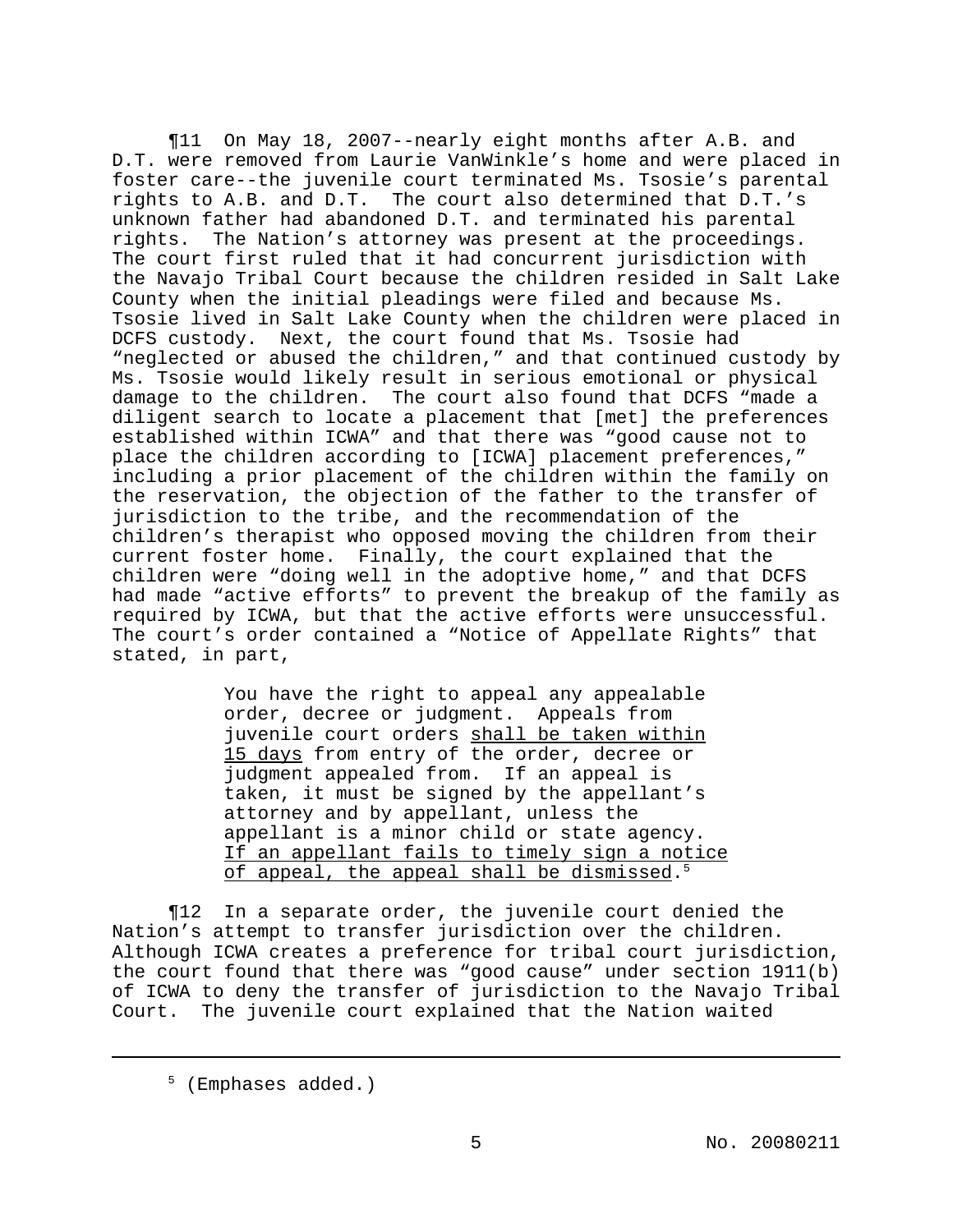¶11 On May 18, 2007--nearly eight months after A.B. and D.T. were removed from Laurie VanWinkle's home and were placed in foster care--the juvenile court terminated Ms. Tsosie's parental rights to A.B. and D.T. The court also determined that D.T.'s unknown father had abandoned D.T. and terminated his parental rights. The Nation's attorney was present at the proceedings. The court first ruled that it had concurrent jurisdiction with the Navajo Tribal Court because the children resided in Salt Lake County when the initial pleadings were filed and because Ms. Tsosie lived in Salt Lake County when the children were placed in DCFS custody. Next, the court found that Ms. Tsosie had "neglected or abused the children," and that continued custody by Ms. Tsosie would likely result in serious emotional or physical damage to the children. The court also found that DCFS "made a diligent search to locate a placement that [met] the preferences established within ICWA" and that there was "good cause not to place the children according to [ICWA] placement preferences," including a prior placement of the children within the family on the reservation, the objection of the father to the transfer of jurisdiction to the tribe, and the recommendation of the children's therapist who opposed moving the children from their current foster home. Finally, the court explained that the children were "doing well in the adoptive home," and that DCFS had made "active efforts" to prevent the breakup of the family as required by ICWA, but that the active efforts were unsuccessful. The court's order contained a "Notice of Appellate Rights" that stated, in part,

> You have the right to appeal any appealable order, decree or judgment. Appeals from juvenile court orders <u>shall be taken within 15 days</u> from entry of the order, decree or judgment appealed from. If an appeal is taken, it must be signed by the appellant's attorney and by appellant, unless the appellant is a minor child or state agency. <u>If an appellant fails to timely sign a notice of appeal, the appeal shall be dismissed</u>.[5]

¶12 In a separate order, the juvenile court denied the Nation's attempt to transfer jurisdiction over the children. Although ICWA creates a preference for tribal court jurisdiction, the court found that there was "good cause" under section 1911(b) of ICWA to deny the transfer of jurisdiction to the Navajo Tribal Court. The juvenile court explained that the Nation waited

---

[5] (Emphases added.)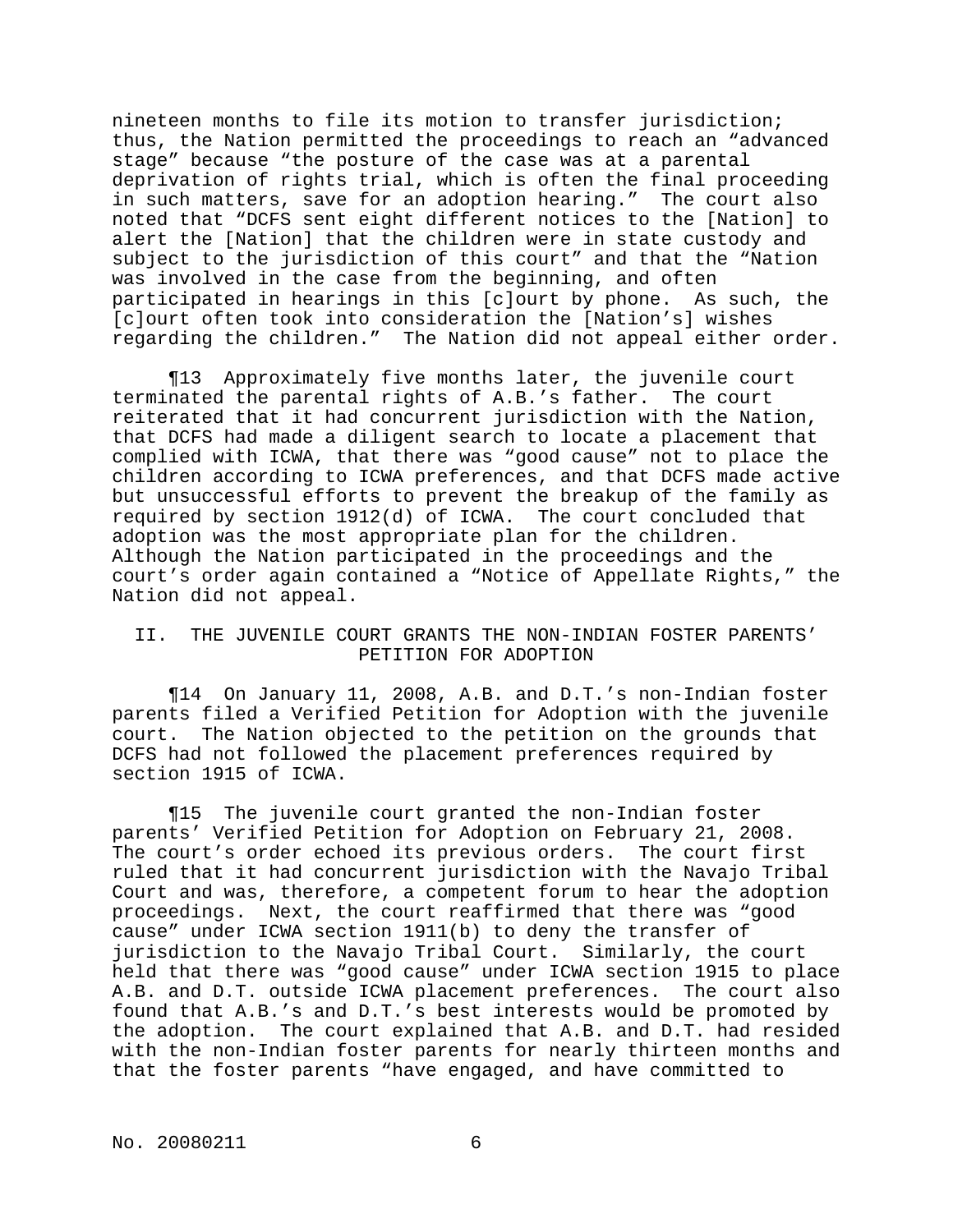nineteen months to file its motion to transfer jurisdiction; thus, the Nation permitted the proceedings to reach an "advanced stage" because "the posture of the case was at a parental deprivation of rights trial, which is often the final proceeding in such matters, save for an adoption hearing." The court also noted that "DCFS sent eight different notices to the [Nation] to alert the [Nation] that the children were in state custody and subject to the jurisdiction of this court" and that the "Nation was involved in the case from the beginning, and often participated in hearings in this [c]ourt by phone. As such, the [c]ourt often took into consideration the [Nation's] wishes regarding the children." The Nation did not appeal either order.

¶13 Approximately five months later, the juvenile court terminated the parental rights of A.B.'s father. The court reiterated that it had concurrent jurisdiction with the Nation, that DCFS had made a diligent search to locate a placement that complied with ICWA, that there was "good cause" not to place the children according to ICWA preferences, and that DCFS made active but unsuccessful efforts to prevent the breakup of the family as required by section 1912(d) of ICWA. The court concluded that adoption was the most appropriate plan for the children. Although the Nation participated in the proceedings and the court's order again contained a "Notice of Appellate Rights," the Nation did not appeal.

## II. THE JUVENILE COURT GRANTS THE NON-INDIAN FOSTER PARENTS' PETITION FOR ADOPTION

¶14 On January 11, 2008, A.B. and D.T.'s non-Indian foster parents filed a Verified Petition for Adoption with the juvenile court. The Nation objected to the petition on the grounds that DCFS had not followed the placement preferences required by section 1915 of ICWA.

¶15 The juvenile court granted the non-Indian foster parents' Verified Petition for Adoption on February 21, 2008. The court's order echoed its previous orders. The court first ruled that it had concurrent jurisdiction with the Navajo Tribal Court and was, therefore, a competent forum to hear the adoption proceedings. Next, the court reaffirmed that there was "good cause" under ICWA section 1911(b) to deny the transfer of jurisdiction to the Navajo Tribal Court. Similarly, the court held that there was "good cause" under ICWA section 1915 to place A.B. and D.T. outside ICWA placement preferences. The court also found that A.B.'s and D.T.'s best interests would be promoted by the adoption. The court explained that A.B. and D.T. had resided with the non-Indian foster parents for nearly thirteen months and that the foster parents "have engaged, and have committed to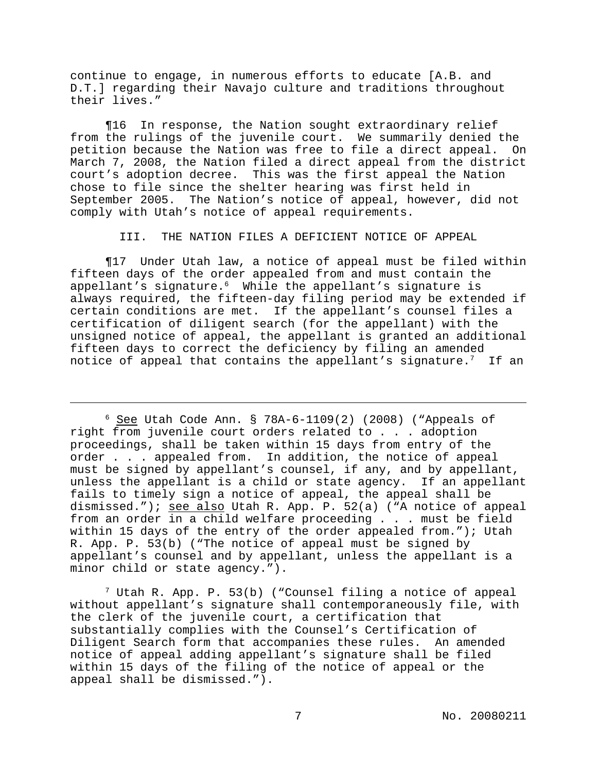continue to engage, in numerous efforts to educate [A.B. and D.T.] regarding their Navajo culture and traditions throughout their lives."

¶16 In response, the Nation sought extraordinary relief from the rulings of the juvenile court. We summarily denied the petition because the Nation was free to file a direct appeal. On March 7, 2008, the Nation filed a direct appeal from the district court's adoption decree. This was the first appeal the Nation chose to file since the shelter hearing was first held in September 2005. The Nation's notice of appeal, however, did not comply with Utah's notice of appeal requirements.

### III. THE NATION FILES A DEFICIENT NOTICE OF APPEAL

¶17 Under Utah law, a notice of appeal must be filed within fifteen days of the order appealed from and must contain the appellant's signature.[6] While the appellant's signature is always required, the fifteen-day filing period may be extended if certain conditions are met. If the appellant's counsel files a certification of diligent search (for the appellant) with the unsigned notice of appeal, the appellant is granted an additional fifteen days to correct the deficiency by filing an amended notice of appeal that contains the appellant's signature.[7] If an

---

[6] See Utah Code Ann. § 78A-6-1109(2) (2008) ("Appeals of right from juvenile court orders related to . . . adoption proceedings, shall be taken within 15 days from entry of the order . . . appealed from. In addition, the notice of appeal must be signed by appellant's counsel, if any, and by appellant, unless the appellant is a child or state agency. If an appellant fails to timely sign a notice of appeal, the appeal shall be dismissed."); see also Utah R. App. P. 52(a) ("A notice of appeal from an order in a child welfare proceeding . . . must be field within 15 days of the entry of the order appealed from."); Utah R. App. P. 53(b) ("The notice of appeal must be signed by appellant's counsel and by appellant, unless the appellant is a minor child or state agency.").

[7] Utah R. App. P. 53(b) ("Counsel filing a notice of appeal without appellant's signature shall contemporaneously file, with the clerk of the juvenile court, a certification that substantially complies with the Counsel's Certification of Diligent Search form that accompanies these rules. An amended notice of appeal adding appellant's signature shall be filed within 15 days of the filing of the notice of appeal or the appeal shall be dismissed.").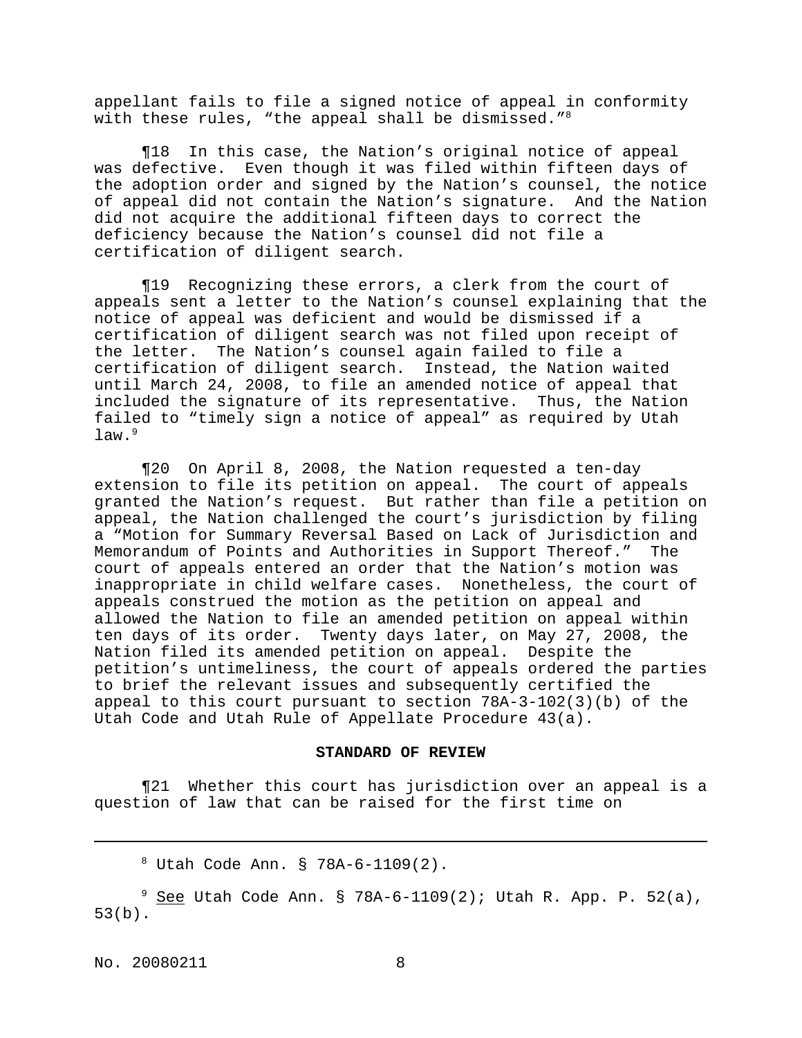appellant fails to file a signed notice of appeal in conformity with these rules, "the appeal shall be dismissed."[8]

¶18 In this case, the Nation's original notice of appeal was defective. Even though it was filed within fifteen days of the adoption order and signed by the Nation's counsel, the notice of appeal did not contain the Nation's signature. And the Nation did not acquire the additional fifteen days to correct the deficiency because the Nation's counsel did not file a certification of diligent search.

¶19 Recognizing these errors, a clerk from the court of appeals sent a letter to the Nation's counsel explaining that the notice of appeal was deficient and would be dismissed if a certification of diligent search was not filed upon receipt of the letter. The Nation's counsel again failed to file a certification of diligent search. Instead, the Nation waited until March 24, 2008, to file an amended notice of appeal that included the signature of its representative. Thus, the Nation failed to "timely sign a notice of appeal" as required by Utah law.[9]

¶20 On April 8, 2008, the Nation requested a ten-day extension to file its petition on appeal. The court of appeals granted the Nation's request. But rather than file a petition on appeal, the Nation challenged the court's jurisdiction by filing a "Motion for Summary Reversal Based on Lack of Jurisdiction and Memorandum of Points and Authorities in Support Thereof." The court of appeals entered an order that the Nation's motion was inappropriate in child welfare cases. Nonetheless, the court of appeals construed the motion as the petition on appeal and allowed the Nation to file an amended petition on appeal within ten days of its order. Twenty days later, on May 27, 2008, the Nation filed its amended petition on appeal. Despite the petition's untimeliness, the court of appeals ordered the parties to brief the relevant issues and subsequently certified the appeal to this court pursuant to section 78A-3-102(3)(b) of the Utah Code and Utah Rule of Appellate Procedure 43(a).

**STANDARD OF REVIEW**

¶21 Whether this court has jurisdiction over an appeal is a question of law that can be raised for the first time on

---

[8] Utah Code Ann. § 78A-6-1109(2).

[9] See Utah Code Ann. § 78A-6-1109(2); Utah R. App. P. 52(a), 53(b).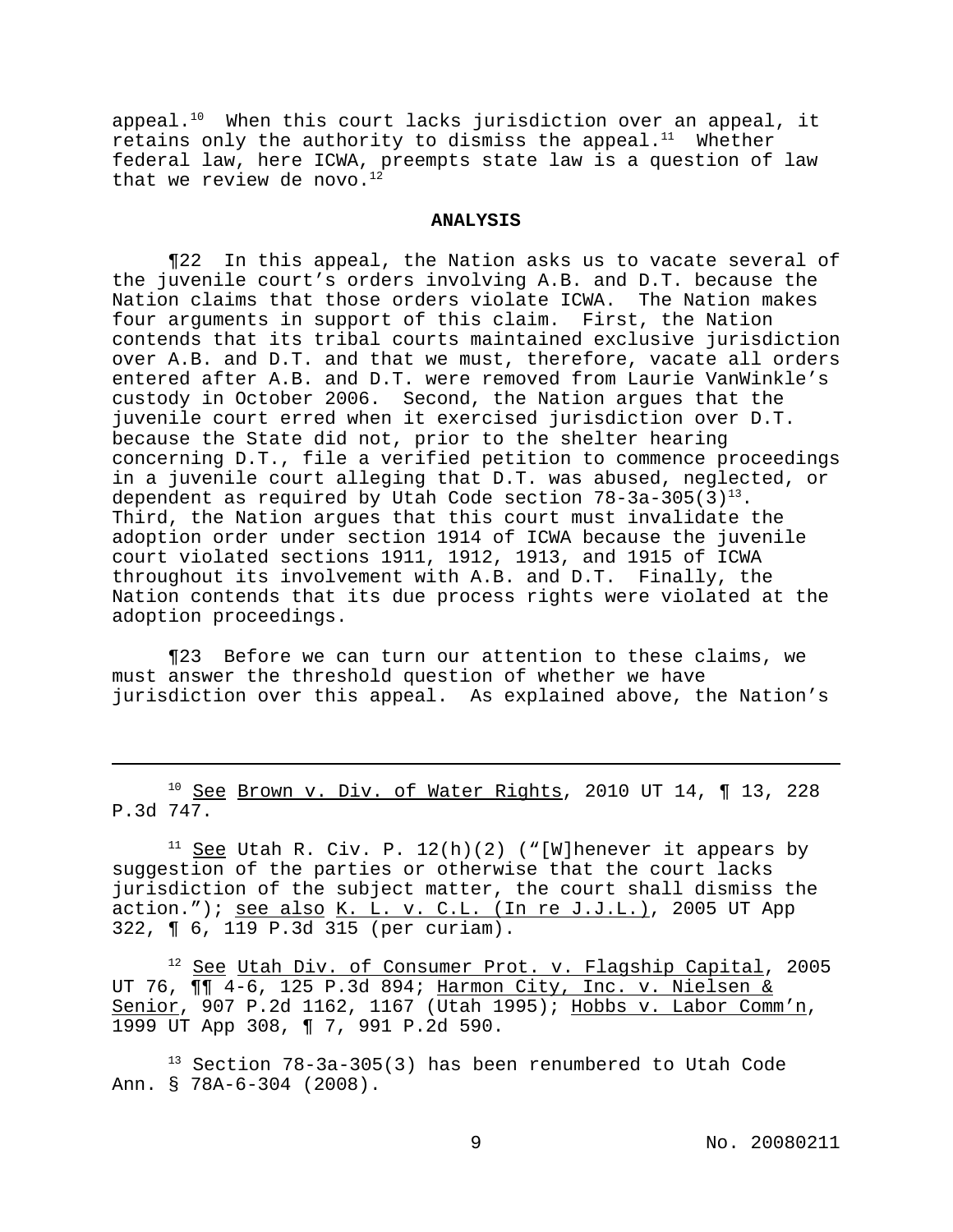appeal.[10] When this court lacks jurisdiction over an appeal, it retains only the authority to dismiss the appeal.[11] Whether federal law, here ICWA, preempts state law is a question of law that we review de novo.[12]

## ANALYSIS

¶22 In this appeal, the Nation asks us to vacate several of the juvenile court's orders involving A.B. and D.T. because the Nation claims that those orders violate ICWA. The Nation makes four arguments in support of this claim. First, the Nation contends that its tribal courts maintained exclusive jurisdiction over A.B. and D.T. and that we must, therefore, vacate all orders entered after A.B. and D.T. were removed from Laurie VanWinkle's custody in October 2006. Second, the Nation argues that the juvenile court erred when it exercised jurisdiction over D.T. because the State did not, prior to the shelter hearing concerning D.T., file a verified petition to commence proceedings in a juvenile court alleging that D.T. was abused, neglected, or dependent as required by Utah Code section 78-3a-305(3)[13]. Third, the Nation argues that this court must invalidate the adoption order under section 1914 of ICWA because the juvenile court violated sections 1911, 1912, 1913, and 1915 of ICWA throughout its involvement with A.B. and D.T. Finally, the Nation contends that its due process rights were violated at the adoption proceedings.

¶23 Before we can turn our attention to these claims, we must answer the threshold question of whether we have jurisdiction over this appeal. As explained above, the Nation's

---

[10] See Brown v. Div. of Water Rights, 2010 UT 14, ¶ 13, 228 P.3d 747.

[11] See Utah R. Civ. P. 12(h)(2) ("[W]henever it appears by suggestion of the parties or otherwise that the court lacks jurisdiction of the subject matter, the court shall dismiss the action."); see also K. L. v. C.L. (In re J.J.L.), 2005 UT App 322, ¶ 6, 119 P.3d 315 (per curiam).

[12] See Utah Div. of Consumer Prot. v. Flagship Capital, 2005 UT 76, ¶¶ 4-6, 125 P.3d 894; Harmon City, Inc. v. Nielsen & Senior, 907 P.2d 1162, 1167 (Utah 1995); Hobbs v. Labor Comm'n, 1999 UT App 308, ¶ 7, 991 P.2d 590.

[13] Section 78-3a-305(3) has been renumbered to Utah Code Ann. § 78A-6-304 (2008).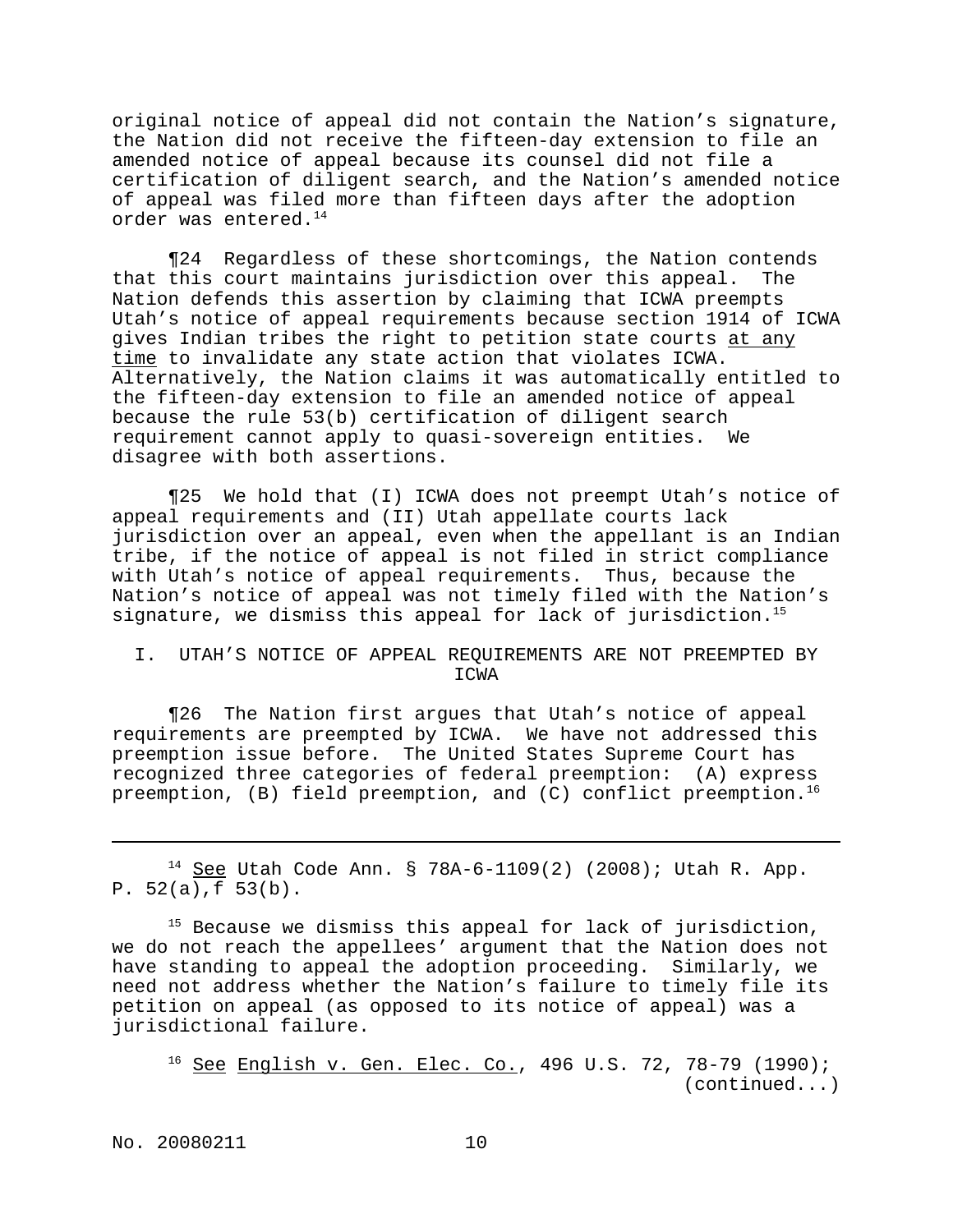original notice of appeal did not contain the Nation's signature, the Nation did not receive the fifteen-day extension to file an amended notice of appeal because its counsel did not file a certification of diligent search, and the Nation's amended notice of appeal was filed more than fifteen days after the adoption order was entered.[14]

¶24 Regardless of these shortcomings, the Nation contends that this court maintains jurisdiction over this appeal. The Nation defends this assertion by claiming that ICWA preempts Utah's notice of appeal requirements because section 1914 of ICWA gives Indian tribes the right to petition state courts at any time to invalidate any state action that violates ICWA. Alternatively, the Nation claims it was automatically entitled to the fifteen-day extension to file an amended notice of appeal because the rule 53(b) certification of diligent search requirement cannot apply to quasi-sovereign entities. We disagree with both assertions.

¶25 We hold that (I) ICWA does not preempt Utah's notice of appeal requirements and (II) Utah appellate courts lack jurisdiction over an appeal, even when the appellant is an Indian tribe, if the notice of appeal is not filed in strict compliance with Utah's notice of appeal requirements. Thus, because the Nation's notice of appeal was not timely filed with the Nation's signature, we dismiss this appeal for lack of jurisdiction.[15]

## I. UTAH'S NOTICE OF APPEAL REQUIREMENTS ARE NOT PREEMPTED BY ICWA

¶26 The Nation first argues that Utah's notice of appeal requirements are preempted by ICWA. We have not addressed this preemption issue before. The United States Supreme Court has recognized three categories of federal preemption: (A) express preemption, (B) field preemption, and (C) conflict preemption.[16]

---

[14] See Utah Code Ann. § 78A-6-1109(2) (2008); Utah R. App. P. 52(a), 53(b).

[15] Because we dismiss this appeal for lack of jurisdiction, we do not reach the appellees' argument that the Nation does not have standing to appeal the adoption proceeding. Similarly, we need not address whether the Nation's failure to timely file its petition on appeal (as opposed to its notice of appeal) was a jurisdictional failure.

[16] See English v. Gen. Elec. Co., 496 U.S. 72, 78-79 (1990); (continued...)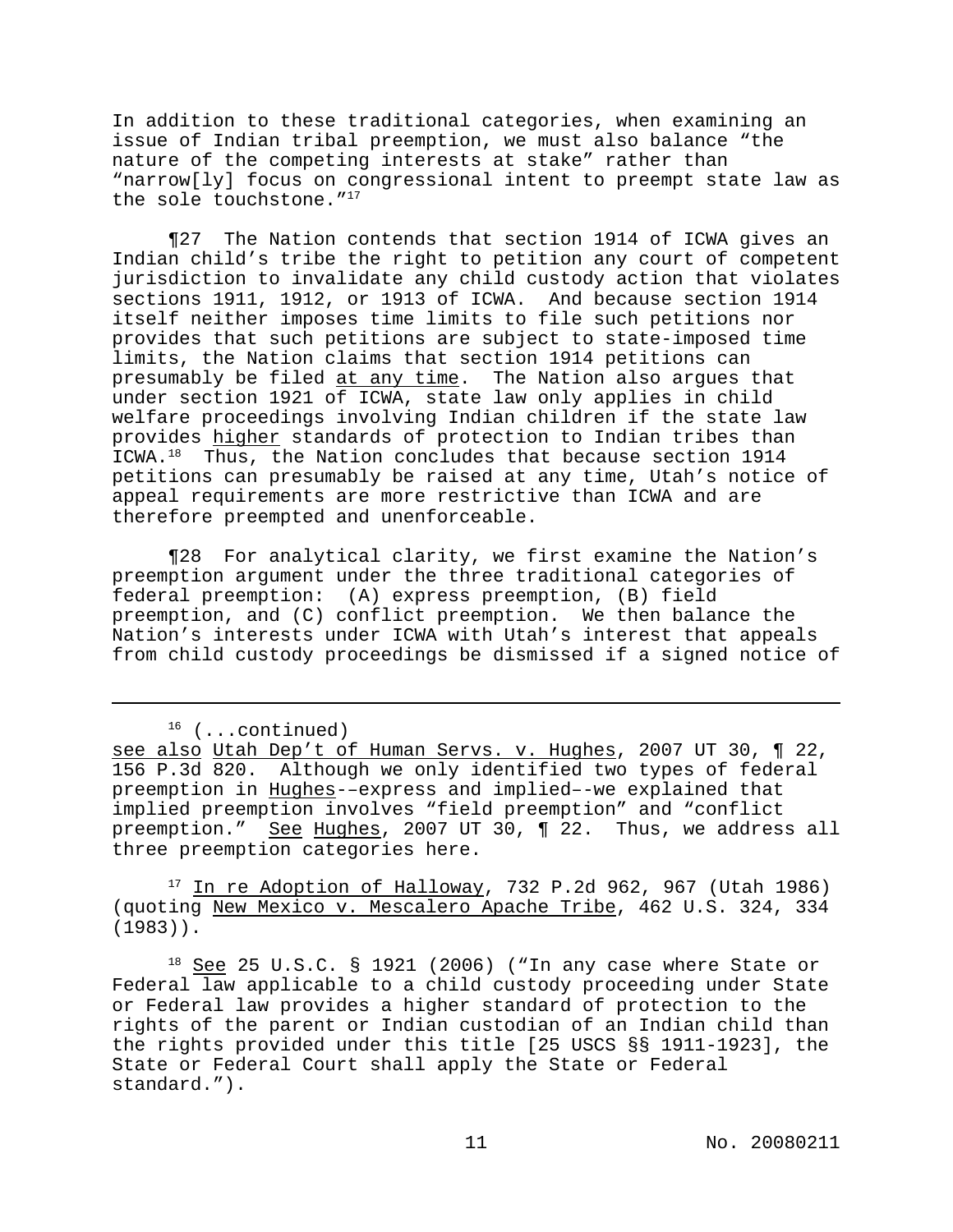In addition to these traditional categories, when examining an issue of Indian tribal preemption, we must also balance "the nature of the competing interests at stake" rather than "narrow[ly] focus on congressional intent to preempt state law as the sole touchstone."[17]

¶27 The Nation contends that section 1914 of ICWA gives an Indian child's tribe the right to petition any court of competent jurisdiction to invalidate any child custody action that violates sections 1911, 1912, or 1913 of ICWA. And because section 1914 itself neither imposes time limits to file such petitions nor provides that such petitions are subject to state-imposed time limits, the Nation claims that section 1914 petitions can presumably be filed <u>at any time</u>. The Nation also argues that under section 1921 of ICWA, state law only applies in child welfare proceedings involving Indian children if the state law provides <u>higher</u> standards of protection to Indian tribes than ICWA.[18] Thus, the Nation concludes that because section 1914 petitions can presumably be raised at any time, Utah's notice of appeal requirements are more restrictive than ICWA and are therefore preempted and unenforceable.

¶28 For analytical clarity, we first examine the Nation's preemption argument under the three traditional categories of federal preemption: (A) express preemption, (B) field preemption, and (C) conflict preemption. We then balance the Nation's interests under ICWA with Utah's interest that appeals from child custody proceedings be dismissed if a signed notice of

---

[16] (...continued)
<u>see also</u> <u>Utah Dep't of Human Servs. v. Hughes</u>, 2007 UT 30, ¶ 22, 156 P.3d 820. Although we only identified two types of federal preemption in <u>Hughes</u>––express and implied––we explained that implied preemption involves "field preemption" and "conflict preemption." <u>See</u> <u>Hughes</u>, 2007 UT 30, ¶ 22. Thus, we address all three preemption categories here.

[17] <u>In re Adoption of Halloway</u>, 732 P.2d 962, 967 (Utah 1986) (quoting <u>New Mexico v. Mescalero Apache Tribe</u>, 462 U.S. 324, 334 (1983)).

[18] <u>See</u> 25 U.S.C. § 1921 (2006) ("In any case where State or Federal law applicable to a child custody proceeding under State or Federal law provides a higher standard of protection to the rights of the parent or Indian custodian of an Indian child than the rights provided under this title [25 USCS §§ 1911-1923], the State or Federal Court shall apply the State or Federal standard.").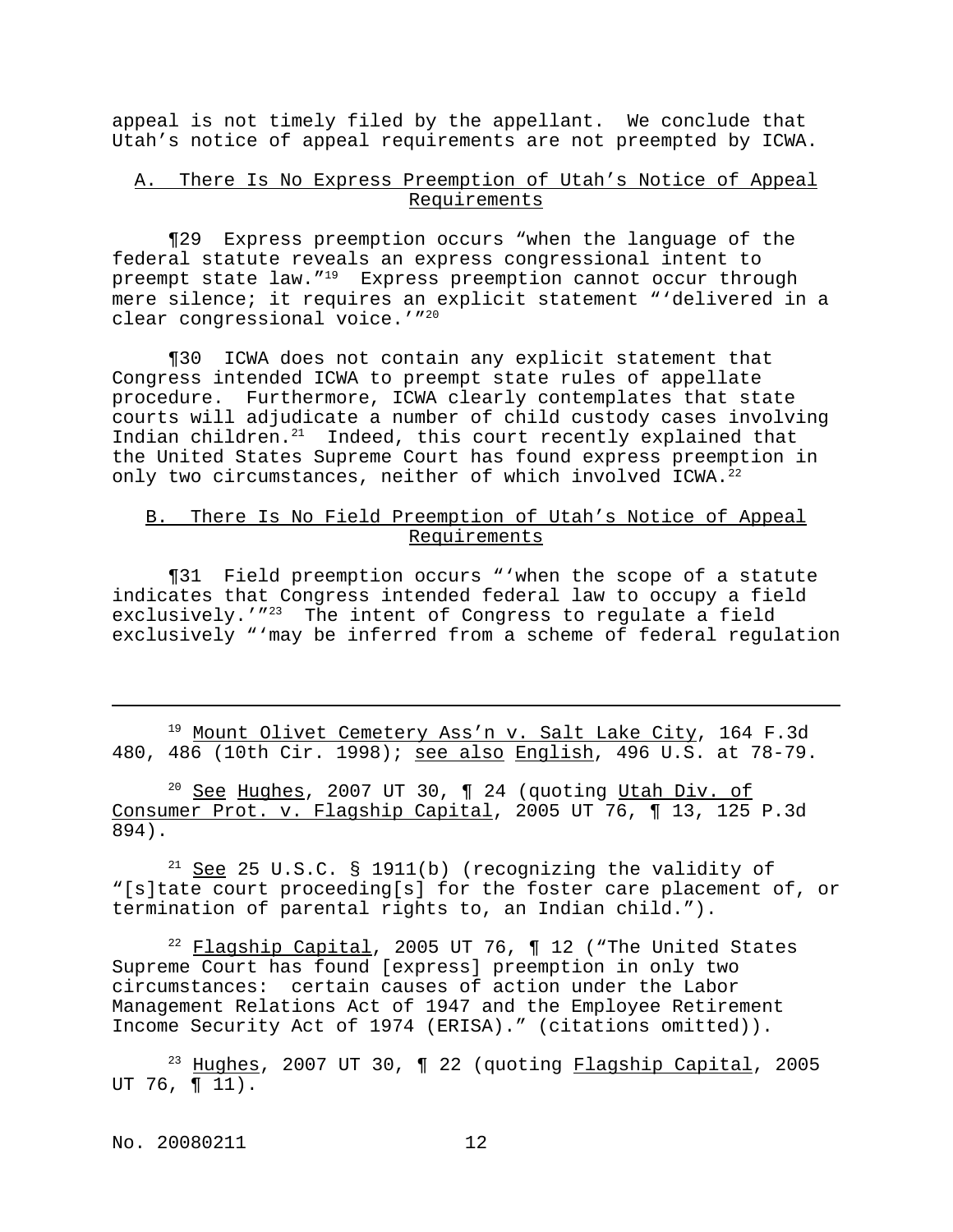appeal is not timely filed by the appellant. We conclude that Utah's notice of appeal requirements are not preempted by ICWA.

## A. There Is No Express Preemption of Utah's Notice of Appeal Requirements

¶29 Express preemption occurs "when the language of the federal statute reveals an express congressional intent to preempt state law."[19] Express preemption cannot occur through mere silence; it requires an explicit statement "'delivered in a clear congressional voice.'"[20]

¶30 ICWA does not contain any explicit statement that Congress intended ICWA to preempt state rules of appellate procedure. Furthermore, ICWA clearly contemplates that state courts will adjudicate a number of child custody cases involving Indian children.[21] Indeed, this court recently explained that the United States Supreme Court has found express preemption in only two circumstances, neither of which involved ICWA.[22]

## B. There Is No Field Preemption of Utah's Notice of Appeal Requirements

¶31 Field preemption occurs "'when the scope of a statute indicates that Congress intended federal law to occupy a field exclusively.'"[23] The intent of Congress to regulate a field exclusively "'may be inferred from a scheme of federal regulation

---

[19] Mount Olivet Cemetery Ass'n v. Salt Lake City, 164 F.3d 480, 486 (10th Cir. 1998); see also English, 496 U.S. at 78-79.

[20] See Hughes, 2007 UT 30, ¶ 24 (quoting Utah Div. of Consumer Prot. v. Flagship Capital, 2005 UT 76, ¶ 13, 125 P.3d 894).

[21] See 25 U.S.C. § 1911(b) (recognizing the validity of "[s]tate court proceeding[s] for the foster care placement of, or termination of parental rights to, an Indian child.").

[22] Flagship Capital, 2005 UT 76, ¶ 12 ("The United States Supreme Court has found [express] preemption in only two circumstances: certain causes of action under the Labor Management Relations Act of 1947 and the Employee Retirement Income Security Act of 1974 (ERISA)." (citations omitted)).

[23] Hughes, 2007 UT 30, ¶ 22 (quoting Flagship Capital, 2005 UT 76, ¶ 11).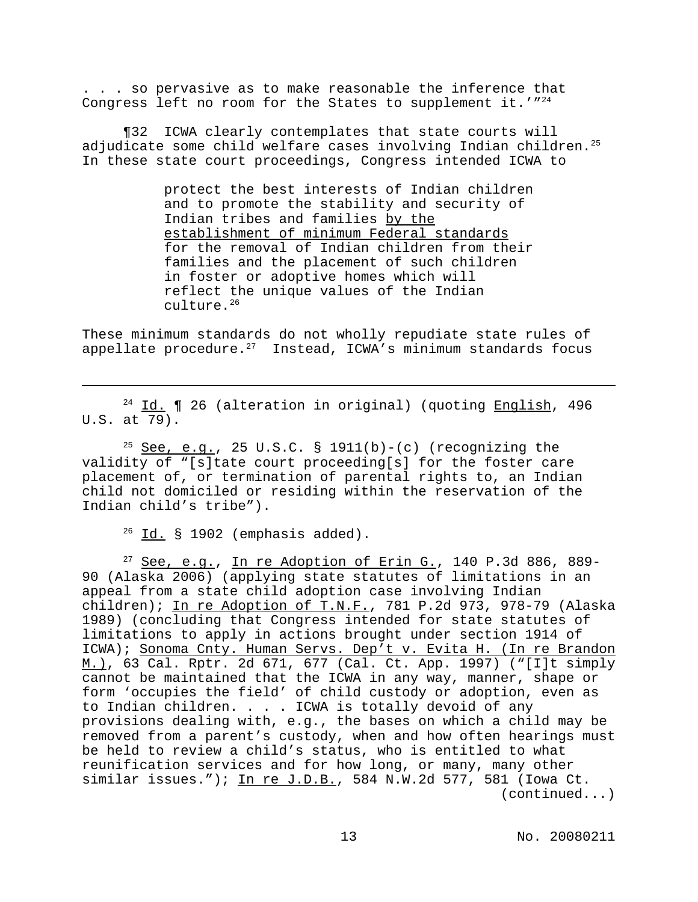. . . so pervasive as to make reasonable the inference that Congress left no room for the States to supplement it.'"[24]

¶32 ICWA clearly contemplates that state courts will adjudicate some child welfare cases involving Indian children.[25] In these state court proceedings, Congress intended ICWA to

> protect the best interests of Indian children and to promote the stability and security of Indian tribes and families by the establishment of minimum Federal standards for the removal of Indian children from their families and the placement of such children in foster or adoptive homes which will reflect the unique values of the Indian culture.[26]

These minimum standards do not wholly repudiate state rules of appellate procedure.[27] Instead, ICWA's minimum standards focus

---

[24] Id. ¶ 26 (alteration in original) (quoting English, 496 U.S. at 79).

[25] See, e.g., 25 U.S.C. § 1911(b)-(c) (recognizing the validity of "[s]tate court proceeding[s] for the foster care placement of, or termination of parental rights to, an Indian child not domiciled or residing within the reservation of the Indian child's tribe").

[26] Id. § 1902 (emphasis added).

[27] See, e.g., In re Adoption of Erin G., 140 P.3d 886, 889-90 (Alaska 2006) (applying state statutes of limitations in an appeal from a state child adoption case involving Indian children); In re Adoption of T.N.F., 781 P.2d 973, 978-79 (Alaska 1989) (concluding that Congress intended for state statutes of limitations to apply in actions brought under section 1914 of ICWA); Sonoma Cnty. Human Servs. Dep't v. Evita H. (In re Brandon M.), 63 Cal. Rptr. 2d 671, 677 (Cal. Ct. App. 1997) ("[I]t simply cannot be maintained that the ICWA in any way, manner, shape or form 'occupies the field' of child custody or adoption, even as to Indian children. . . . ICWA is totally devoid of any provisions dealing with, e.g., the bases on which a child may be removed from a parent's custody, when and how often hearings must be held to review a child's status, who is entitled to what reunification services and for how long, or many, many other similar issues."); In re J.D.B., 584 N.W.2d 577, 581 (Iowa Ct. (continued...)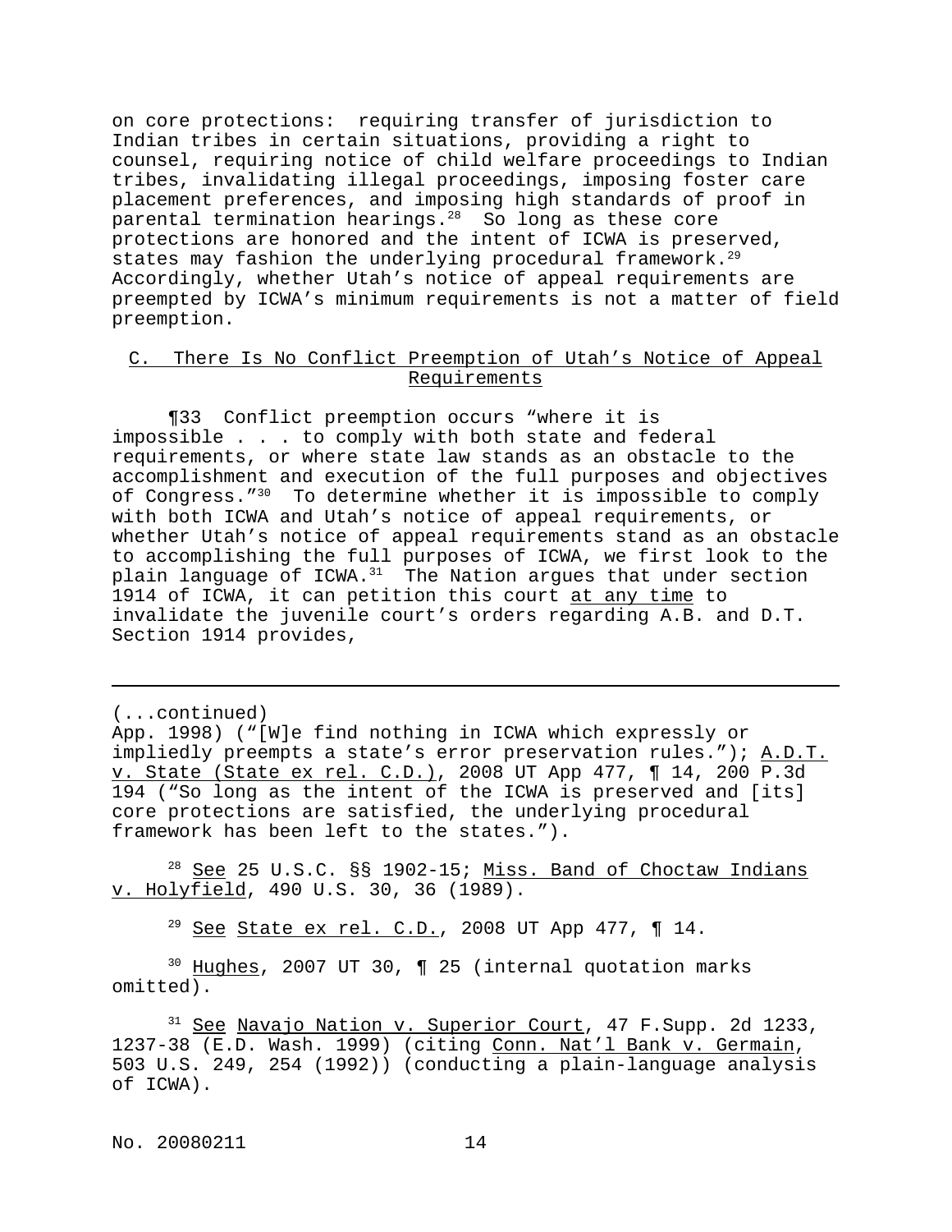on core protections: requiring transfer of jurisdiction to Indian tribes in certain situations, providing a right to counsel, requiring notice of child welfare proceedings to Indian tribes, invalidating illegal proceedings, imposing foster care placement preferences, and imposing high standards of proof in parental termination hearings.[28] So long as these core protections are honored and the intent of ICWA is preserved, states may fashion the underlying procedural framework.[29] Accordingly, whether Utah's notice of appeal requirements are preempted by ICWA's minimum requirements is not a matter of field preemption.

## C. There Is No Conflict Preemption of Utah's Notice of Appeal Requirements

¶33 Conflict preemption occurs "where it is impossible . . . to comply with both state and federal requirements, or where state law stands as an obstacle to the accomplishment and execution of the full purposes and objectives of Congress."[30] To determine whether it is impossible to comply with both ICWA and Utah's notice of appeal requirements, or whether Utah's notice of appeal requirements stand as an obstacle to accomplishing the full purposes of ICWA, we first look to the plain language of ICWA.[31] The Nation argues that under section 1914 of ICWA, it can petition this court <u>at any time</u> to invalidate the juvenile court's orders regarding A.B. and D.T. Section 1914 provides,

---

(...continued)
App. 1998) ("[W]e find nothing in ICWA which expressly or impliedly preempts a state's error preservation rules."); <u>A.D.T. v. State (State ex rel. C.D.)</u>, 2008 UT App 477, ¶ 14, 200 P.3d 194 ("So long as the intent of the ICWA is preserved and [its] core protections are satisfied, the underlying procedural framework has been left to the states.").

[28] <u>See</u> 25 U.S.C. §§ 1902-15; <u>Miss. Band of Choctaw Indians v. Holyfield</u>, 490 U.S. 30, 36 (1989).

[29] <u>See</u> <u>State ex rel. C.D.</u>, 2008 UT App 477, ¶ 14.

[30] <u>Hughes</u>, 2007 UT 30, ¶ 25 (internal quotation marks omitted).

[31] <u>See</u> <u>Navajo Nation v. Superior Court</u>, 47 F.Supp. 2d 1233, 1237-38 (E.D. Wash. 1999) (citing <u>Conn. Nat'l Bank v. Germain</u>, 503 U.S. 249, 254 (1992)) (conducting a plain-language analysis of ICWA).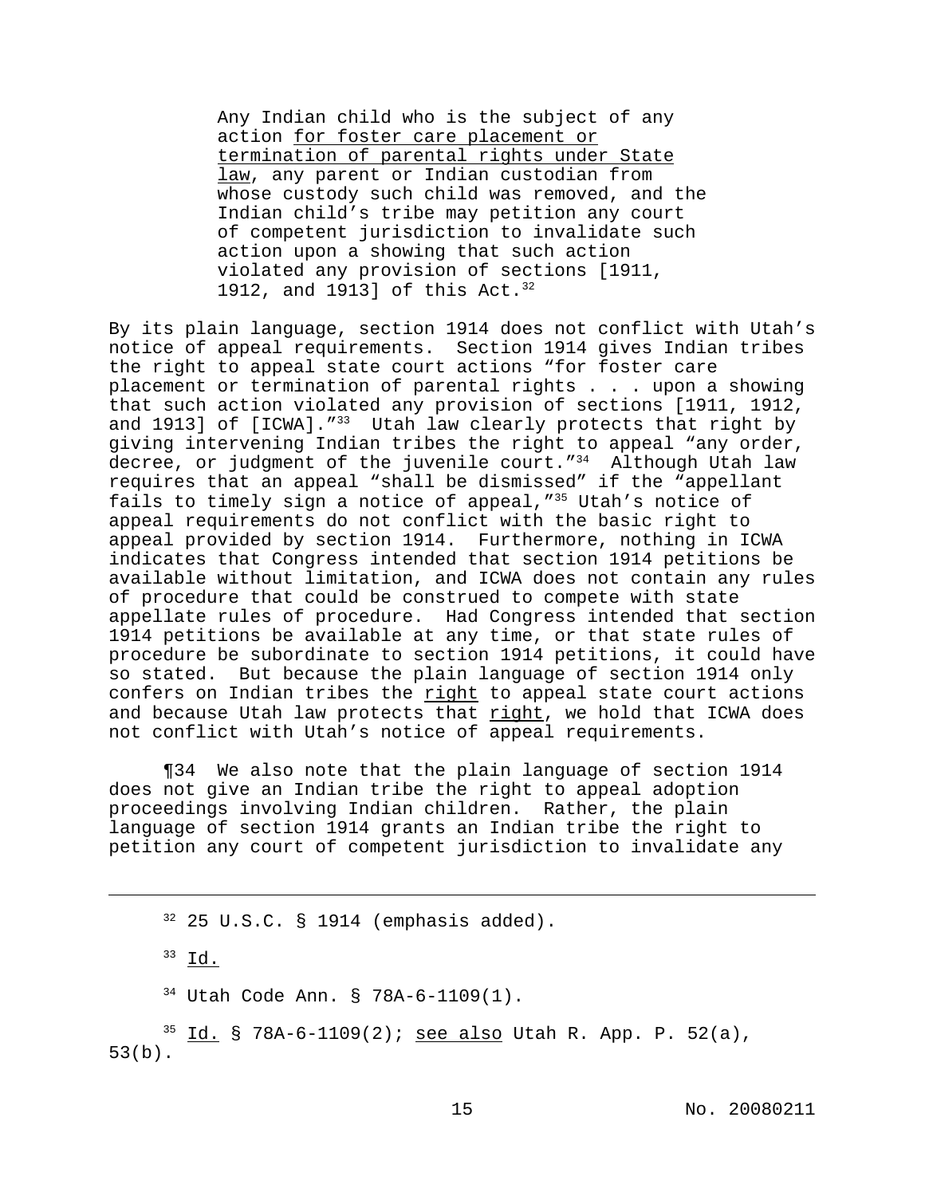> Any Indian child who is the subject of any action for foster care placement or termination of parental rights under State law, any parent or Indian custodian from whose custody such child was removed, and the Indian child's tribe may petition any court of competent jurisdiction to invalidate such action upon a showing that such action violated any provision of sections [1911, 1912, and 1913] of this Act.[32]

By its plain language, section 1914 does not conflict with Utah's notice of appeal requirements. Section 1914 gives Indian tribes the right to appeal state court actions "for foster care placement or termination of parental rights . . . upon a showing that such action violated any provision of sections [1911, 1912, and 1913] of [ICWA]."[33] Utah law clearly protects that right by giving intervening Indian tribes the right to appeal "any order, decree, or judgment of the juvenile court."[34] Although Utah law requires that an appeal "shall be dismissed" if the "appellant fails to timely sign a notice of appeal,"[35] Utah's notice of appeal requirements do not conflict with the basic right to appeal provided by section 1914. Furthermore, nothing in ICWA indicates that Congress intended that section 1914 petitions be available without limitation, and ICWA does not contain any rules of procedure that could be construed to compete with state appellate rules of procedure. Had Congress intended that section 1914 petitions be available at any time, or that state rules of procedure be subordinate to section 1914 petitions, it could have so stated. But because the plain language of section 1914 only confers on Indian tribes the right to appeal state court actions and because Utah law protects that right, we hold that ICWA does not conflict with Utah's notice of appeal requirements.

¶34 We also note that the plain language of section 1914 does not give an Indian tribe the right to appeal adoption proceedings involving Indian children. Rather, the plain language of section 1914 grants an Indian tribe the right to petition any court of competent jurisdiction to invalidate any

---

[32] 25 U.S.C. § 1914 (emphasis added).

[33] Id.

[34] Utah Code Ann. § 78A-6-1109(1).

[35] Id. § 78A-6-1109(2); see also Utah R. App. P. 52(a), 53(b).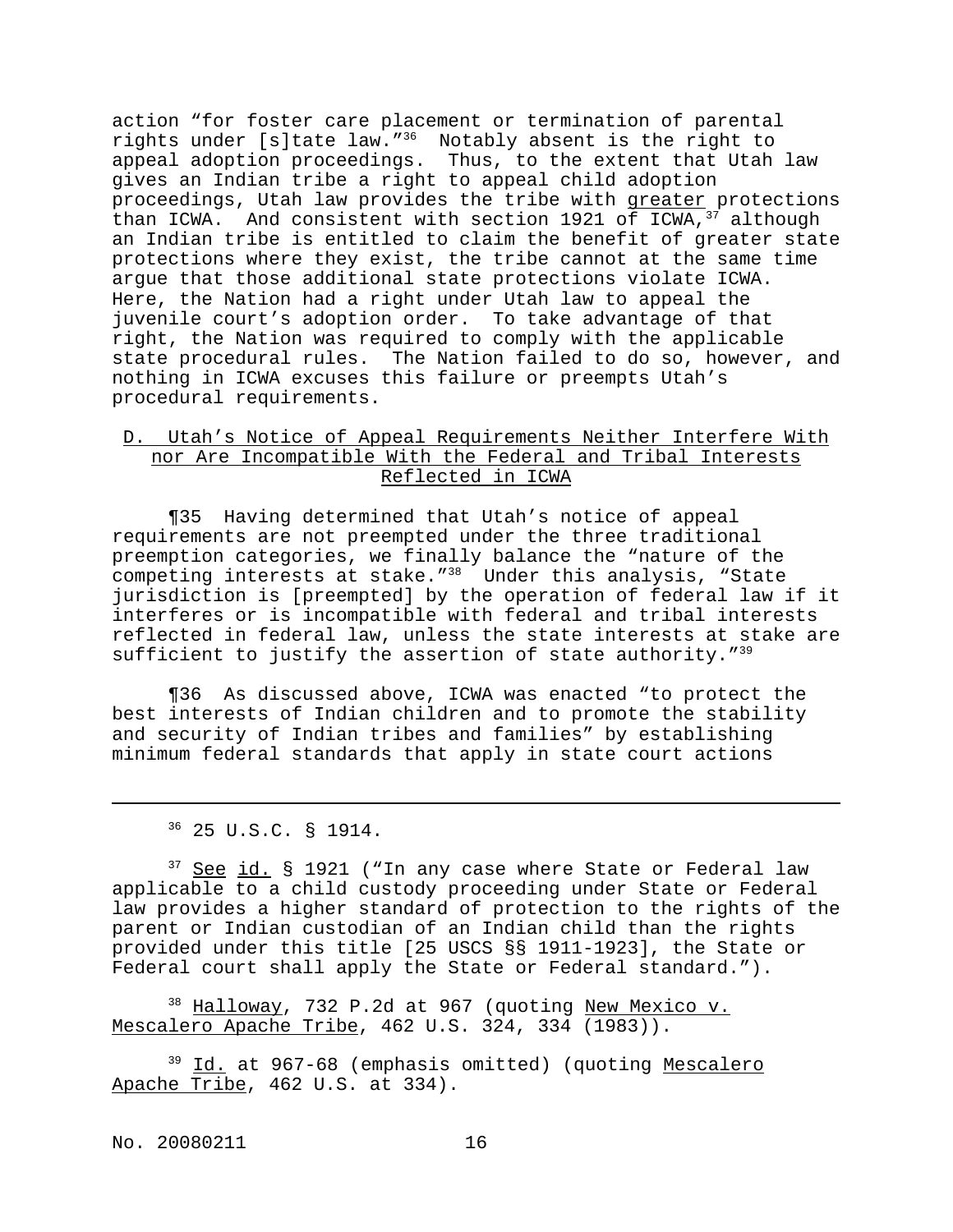action "for foster care placement or termination of parental rights under [s]tate law."[36] Notably absent is the right to appeal adoption proceedings. Thus, to the extent that Utah law gives an Indian tribe a right to appeal child adoption proceedings, Utah law provides the tribe with greater protections than ICWA. And consistent with section 1921 of ICWA,[37] although an Indian tribe is entitled to claim the benefit of greater state protections where they exist, the tribe cannot at the same time argue that those additional state protections violate ICWA. Here, the Nation had a right under Utah law to appeal the juvenile court's adoption order. To take advantage of that right, the Nation was required to comply with the applicable state procedural rules. The Nation failed to do so, however, and nothing in ICWA excuses this failure or preempts Utah's procedural requirements.

## D. Utah's Notice of Appeal Requirements Neither Interfere With nor Are Incompatible With the Federal and Tribal Interests Reflected in ICWA

¶35 Having determined that Utah's notice of appeal requirements are not preempted under the three traditional preemption categories, we finally balance the "nature of the competing interests at stake."[38] Under this analysis, "State jurisdiction is [preempted] by the operation of federal law if it interferes or is incompatible with federal and tribal interests reflected in federal law, unless the state interests at stake are sufficient to justify the assertion of state authority."[39]

¶36 As discussed above, ICWA was enacted "to protect the best interests of Indian children and to promote the stability and security of Indian tribes and families" by establishing minimum federal standards that apply in state court actions

---

[36] 25 U.S.C. § 1914.

[37] See id. § 1921 ("In any case where State or Federal law applicable to a child custody proceeding under State or Federal law provides a higher standard of protection to the rights of the parent or Indian custodian of an Indian child than the rights provided under this title [25 USCS §§ 1911-1923], the State or Federal court shall apply the State or Federal standard.").

[38] Halloway, 732 P.2d at 967 (quoting New Mexico v. Mescalero Apache Tribe, 462 U.S. 324, 334 (1983)).

[39] Id. at 967-68 (emphasis omitted) (quoting Mescalero Apache Tribe, 462 U.S. at 334).

No. 20080211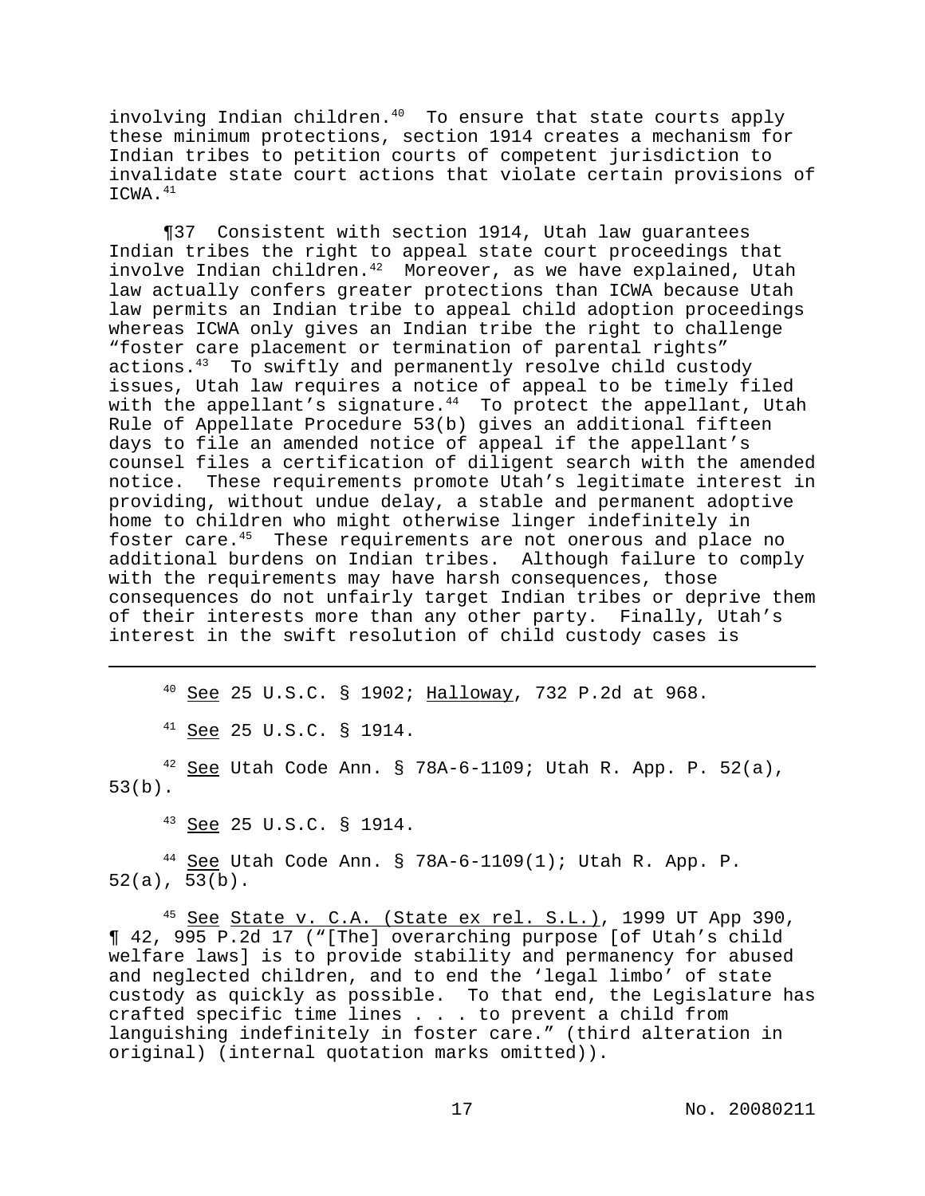involving Indian children.[40] To ensure that state courts apply these minimum protections, section 1914 creates a mechanism for Indian tribes to petition courts of competent jurisdiction to invalidate state court actions that violate certain provisions of ICWA.[41]

¶37 Consistent with section 1914, Utah law guarantees Indian tribes the right to appeal state court proceedings that involve Indian children.[42] Moreover, as we have explained, Utah law actually confers greater protections than ICWA because Utah law permits an Indian tribe to appeal child adoption proceedings whereas ICWA only gives an Indian tribe the right to challenge "foster care placement or termination of parental rights" actions.[43] To swiftly and permanently resolve child custody issues, Utah law requires a notice of appeal to be timely filed with the appellant's signature.[44] To protect the appellant, Utah Rule of Appellate Procedure 53(b) gives an additional fifteen days to file an amended notice of appeal if the appellant's counsel files a certification of diligent search with the amended notice. These requirements promote Utah's legitimate interest in providing, without undue delay, a stable and permanent adoptive home to children who might otherwise linger indefinitely in foster care.[45] These requirements are not onerous and place no additional burdens on Indian tribes. Although failure to comply with the requirements may have harsh consequences, those consequences do not unfairly target Indian tribes or deprive them of their interests more than any other party. Finally, Utah's interest in the swift resolution of child custody cases is

---

[40] See 25 U.S.C. § 1902; Halloway, 732 P.2d at 968.

[41] See 25 U.S.C. § 1914.

[42] See Utah Code Ann. § 78A-6-1109; Utah R. App. P. 52(a), 53(b).

[43] See 25 U.S.C. § 1914.

[44] See Utah Code Ann. § 78A-6-1109(1); Utah R. App. P. 52(a), 53(b).

[45] See State v. C.A. (State ex rel. S.L.), 1999 UT App 390, ¶ 42, 995 P.2d 17 ("[The] overarching purpose [of Utah's child welfare laws] is to provide stability and permanency for abused and neglected children, and to end the 'legal limbo' of state custody as quickly as possible. To that end, the Legislature has crafted specific time lines . . . to prevent a child from languishing indefinitely in foster care." (third alteration in original) (internal quotation marks omitted)).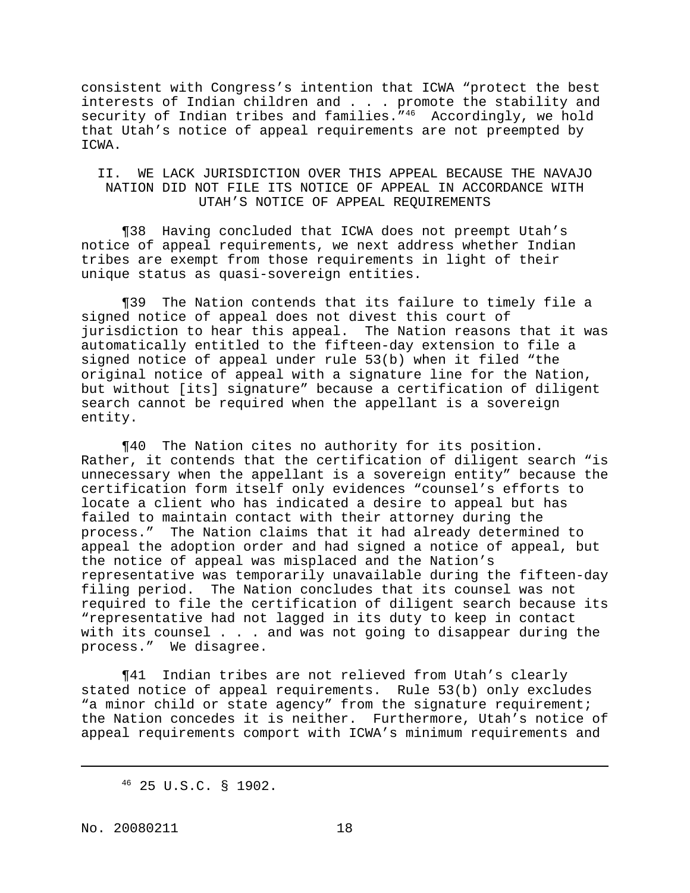consistent with Congress's intention that ICWA "protect the best interests of Indian children and . . . promote the stability and security of Indian tribes and families."[46] Accordingly, we hold that Utah's notice of appeal requirements are not preempted by ICWA.

## II. WE LACK JURISDICTION OVER THIS APPEAL BECAUSE THE NAVAJO NATION DID NOT FILE ITS NOTICE OF APPEAL IN ACCORDANCE WITH UTAH'S NOTICE OF APPEAL REQUIREMENTS

¶38 Having concluded that ICWA does not preempt Utah's notice of appeal requirements, we next address whether Indian tribes are exempt from those requirements in light of their unique status as quasi-sovereign entities.

¶39 The Nation contends that its failure to timely file a signed notice of appeal does not divest this court of jurisdiction to hear this appeal. The Nation reasons that it was automatically entitled to the fifteen-day extension to file a signed notice of appeal under rule 53(b) when it filed "the original notice of appeal with a signature line for the Nation, but without [its] signature" because a certification of diligent search cannot be required when the appellant is a sovereign entity.

¶40 The Nation cites no authority for its position. Rather, it contends that the certification of diligent search "is unnecessary when the appellant is a sovereign entity" because the certification form itself only evidences "counsel's efforts to locate a client who has indicated a desire to appeal but has failed to maintain contact with their attorney during the process." The Nation claims that it had already determined to appeal the adoption order and had signed a notice of appeal, but the notice of appeal was misplaced and the Nation's representative was temporarily unavailable during the fifteen-day filing period. The Nation concludes that its counsel was not required to file the certification of diligent search because its "representative had not lagged in its duty to keep in contact with its counsel . . . and was not going to disappear during the process." We disagree.

¶41 Indian tribes are not relieved from Utah's clearly stated notice of appeal requirements. Rule 53(b) only excludes "a minor child or state agency" from the signature requirement; the Nation concedes it is neither. Furthermore, Utah's notice of appeal requirements comport with ICWA's minimum requirements and

---

[46] 25 U.S.C. § 1902.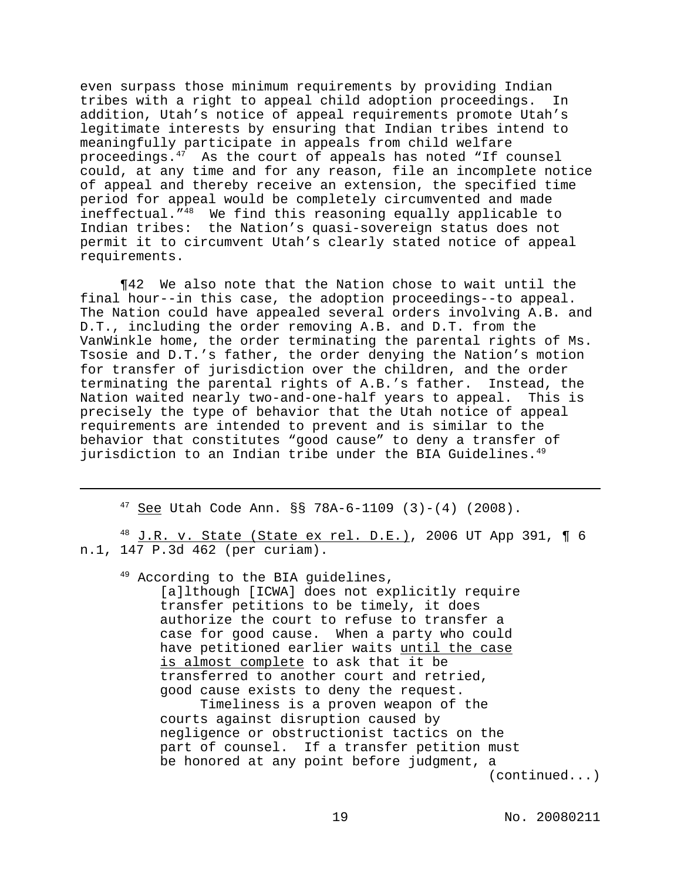even surpass those minimum requirements by providing Indian tribes with a right to appeal child adoption proceedings. In addition, Utah's notice of appeal requirements promote Utah's legitimate interests by ensuring that Indian tribes intend to meaningfully participate in appeals from child welfare proceedings.[47] As the court of appeals has noted "If counsel could, at any time and for any reason, file an incomplete notice of appeal and thereby receive an extension, the specified time period for appeal would be completely circumvented and made ineffectual."[48] We find this reasoning equally applicable to Indian tribes: the Nation's quasi-sovereign status does not permit it to circumvent Utah's clearly stated notice of appeal requirements.

¶42 We also note that the Nation chose to wait until the final hour--in this case, the adoption proceedings--to appeal. The Nation could have appealed several orders involving A.B. and D.T., including the order removing A.B. and D.T. from the VanWinkle home, the order terminating the parental rights of Ms. Tsosie and D.T.'s father, the order denying the Nation's motion for transfer of jurisdiction over the children, and the order terminating the parental rights of A.B.'s father. Instead, the Nation waited nearly two-and-one-half years to appeal. This is precisely the type of behavior that the Utah notice of appeal requirements are intended to prevent and is similar to the behavior that constitutes "good cause" to deny a transfer of jurisdiction to an Indian tribe under the BIA Guidelines.[49]

---

[47] See Utah Code Ann. §§ 78A-6-1109 (3)-(4) (2008).

[48] J.R. v. State (State ex rel. D.E.), 2006 UT App 391, ¶ 6 n.1, 147 P.3d 462 (per curiam).

[49] According to the BIA guidelines,

> [a]lthough [ICWA] does not explicitly require transfer petitions to be timely, it does authorize the court to refuse to transfer a case for good cause. When a party who could have petitioned earlier waits until the case is almost complete to ask that it be transferred to another court and retried, good cause exists to deny the request.
>
> Timeliness is a proven weapon of the courts against disruption caused by negligence or obstructionist tactics on the part of counsel. If a transfer petition must be honored at any point before judgment, a (continued...)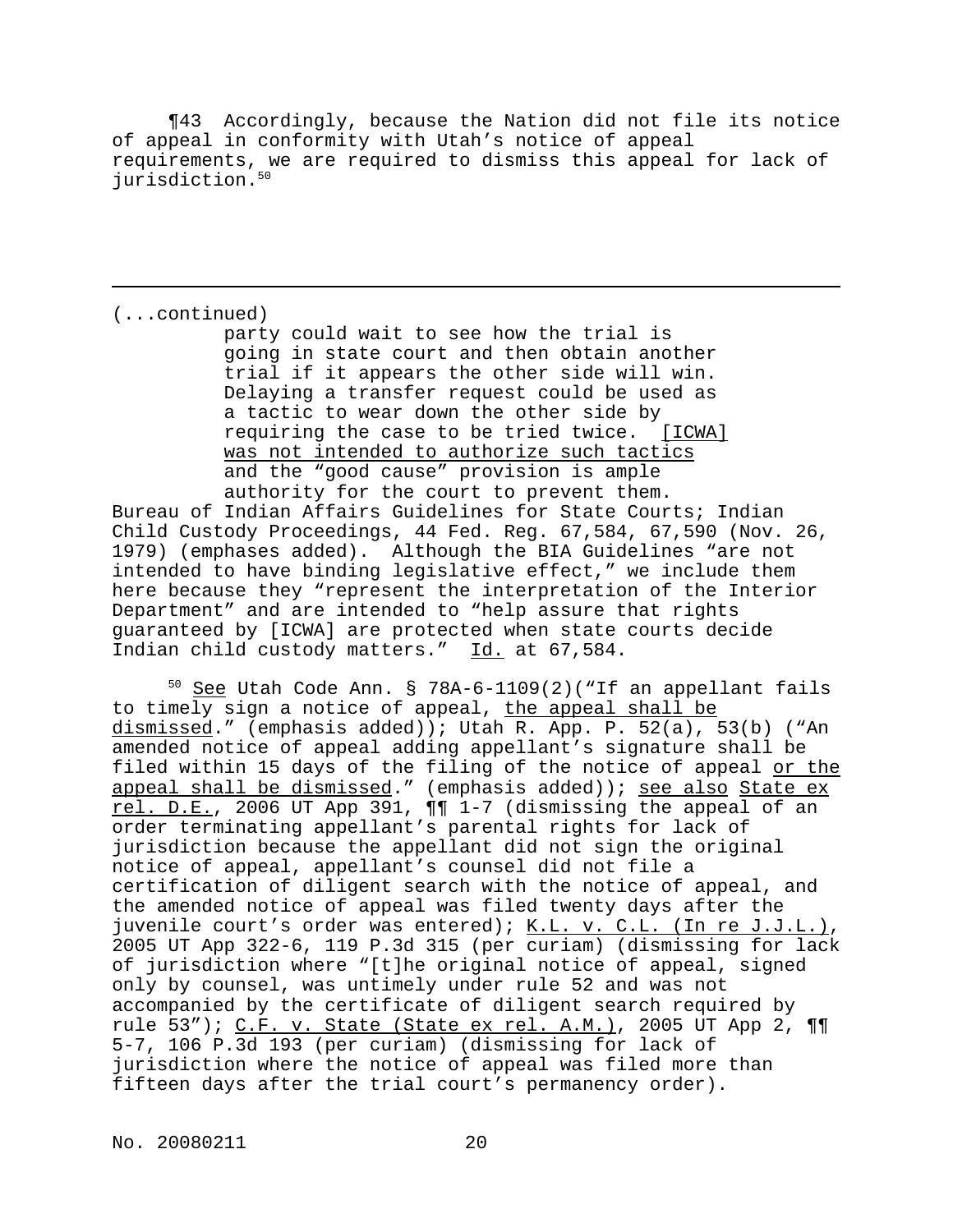¶43 Accordingly, because the Nation did not file its notice of appeal in conformity with Utah's notice of appeal requirements, we are required to dismiss this appeal for lack of jurisdiction.[50]

---

(...continued)

> party could wait to see how the trial is going in state court and then obtain another trial if it appears the other side will win. Delaying a transfer request could be used as a tactic to wear down the other side by requiring the case to be tried twice. <u>[ICWA] was not intended to authorize such tactics</u> and the "good cause" provision is ample authority for the court to prevent them.

Bureau of Indian Affairs Guidelines for State Courts; Indian Child Custody Proceedings, 44 Fed. Reg. 67,584, 67,590 (Nov. 26, 1979) (emphases added). Although the BIA Guidelines "are not intended to have binding legislative effect," we include them here because they "represent the interpretation of the Interior Department" and are intended to "help assure that rights guaranteed by [ICWA] are protected when state courts decide Indian child custody matters." <u>Id.</u> at 67,584.

[50] <u>See</u> Utah Code Ann. § 78A-6-1109(2)("If an appellant fails to timely sign a notice of appeal, <u>the appeal shall be dismissed</u>." (emphasis added)); Utah R. App. P. 52(a), 53(b) ("An amended notice of appeal adding appellant's signature shall be filed within 15 days of the filing of the notice of appeal <u>or the appeal shall be dismissed</u>." (emphasis added)); <u>see also</u> <u>State ex rel. D.E.</u>, 2006 UT App 391, ¶¶ 1-7 (dismissing the appeal of an order terminating appellant's parental rights for lack of jurisdiction because the appellant did not sign the original notice of appeal, appellant's counsel did not file a certification of diligent search with the notice of appeal, and the amended notice of appeal was filed twenty days after the juvenile court's order was entered); <u>K.L. v. C.L. (In re J.J.L.)</u>, 2005 UT App 322-6, 119 P.3d 315 (per curiam) (dismissing for lack of jurisdiction where "[t]he original notice of appeal, signed only by counsel, was untimely under rule 52 and was not accompanied by the certificate of diligent search required by rule 53"); <u>C.F. v. State (State ex rel. A.M.)</u>, 2005 UT App 2, ¶¶ 5-7, 106 P.3d 193 (per curiam) (dismissing for lack of jurisdiction where the notice of appeal was filed more than fifteen days after the trial court's permanency order).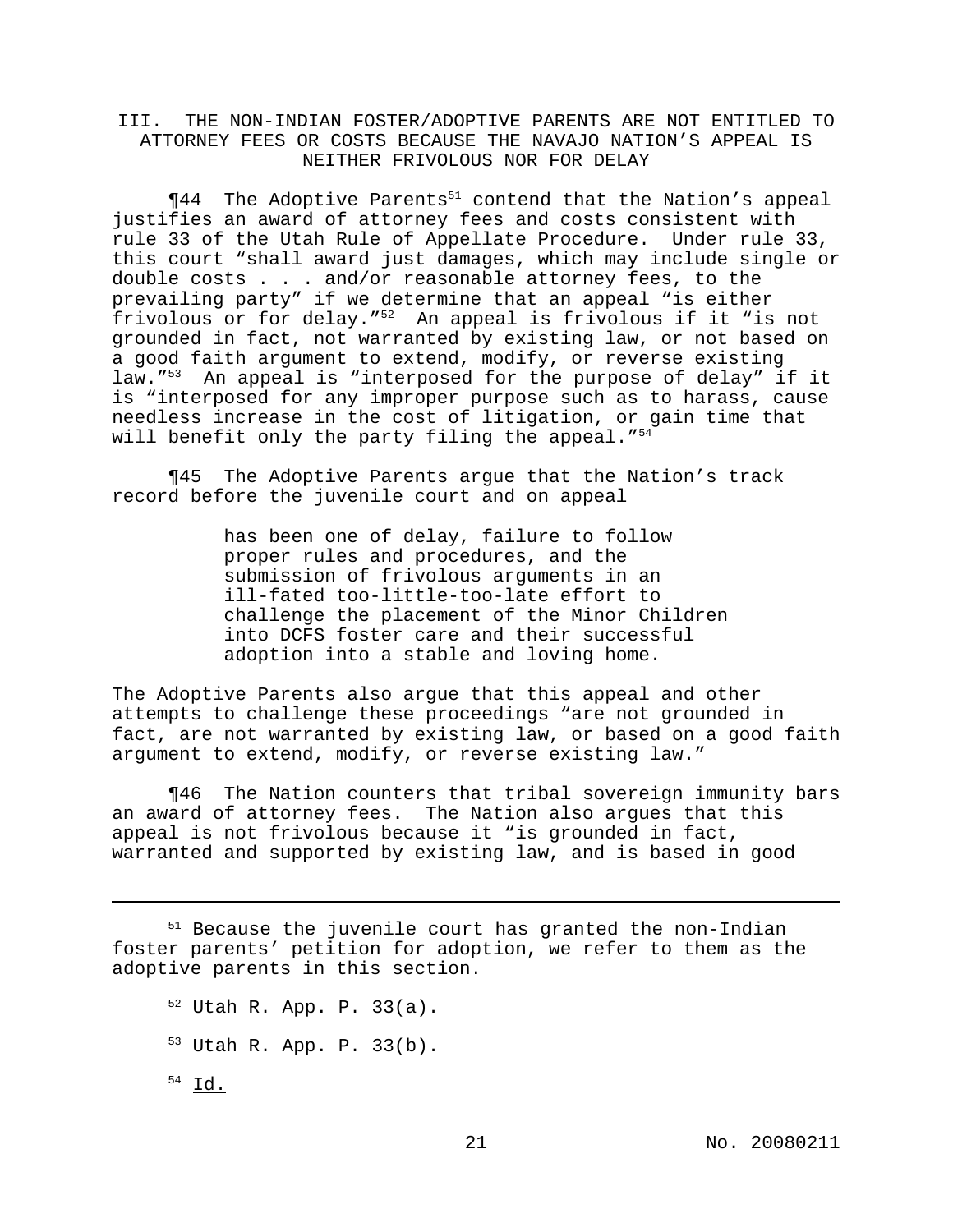### III. THE NON-INDIAN FOSTER/ADOPTIVE PARENTS ARE NOT ENTITLED TO ATTORNEY FEES OR COSTS BECAUSE THE NAVAJO NATION'S APPEAL IS NEITHER FRIVOLOUS NOR FOR DELAY

¶44 The Adoptive Parents[51] contend that the Nation's appeal justifies an award of attorney fees and costs consistent with rule 33 of the Utah Rule of Appellate Procedure. Under rule 33, this court "shall award just damages, which may include single or double costs . . . and/or reasonable attorney fees, to the prevailing party" if we determine that an appeal "is either frivolous or for delay."[52] An appeal is frivolous if it "is not grounded in fact, not warranted by existing law, or not based on a good faith argument to extend, modify, or reverse existing law."[53] An appeal is "interposed for the purpose of delay" if it is "interposed for any improper purpose such as to harass, cause needless increase in the cost of litigation, or gain time that will benefit only the party filing the appeal."[54]

¶45 The Adoptive Parents argue that the Nation's track record before the juvenile court and on appeal

> has been one of delay, failure to follow proper rules and procedures, and the submission of frivolous arguments in an ill-fated too-little-too-late effort to challenge the placement of the Minor Children into DCFS foster care and their successful adoption into a stable and loving home.

The Adoptive Parents also argue that this appeal and other attempts to challenge these proceedings "are not grounded in fact, are not warranted by existing law, or based on a good faith argument to extend, modify, or reverse existing law."

¶46 The Nation counters that tribal sovereign immunity bars an award of attorney fees. The Nation also argues that this appeal is not frivolous because it "is grounded in fact, warranted and supported by existing law, and is based in good

---

[51] Because the juvenile court has granted the non-Indian foster parents' petition for adoption, we refer to them as the adoptive parents in this section.

[52] Utah R. App. P. 33(a).

[53] Utah R. App. P. 33(b).

[54] Id.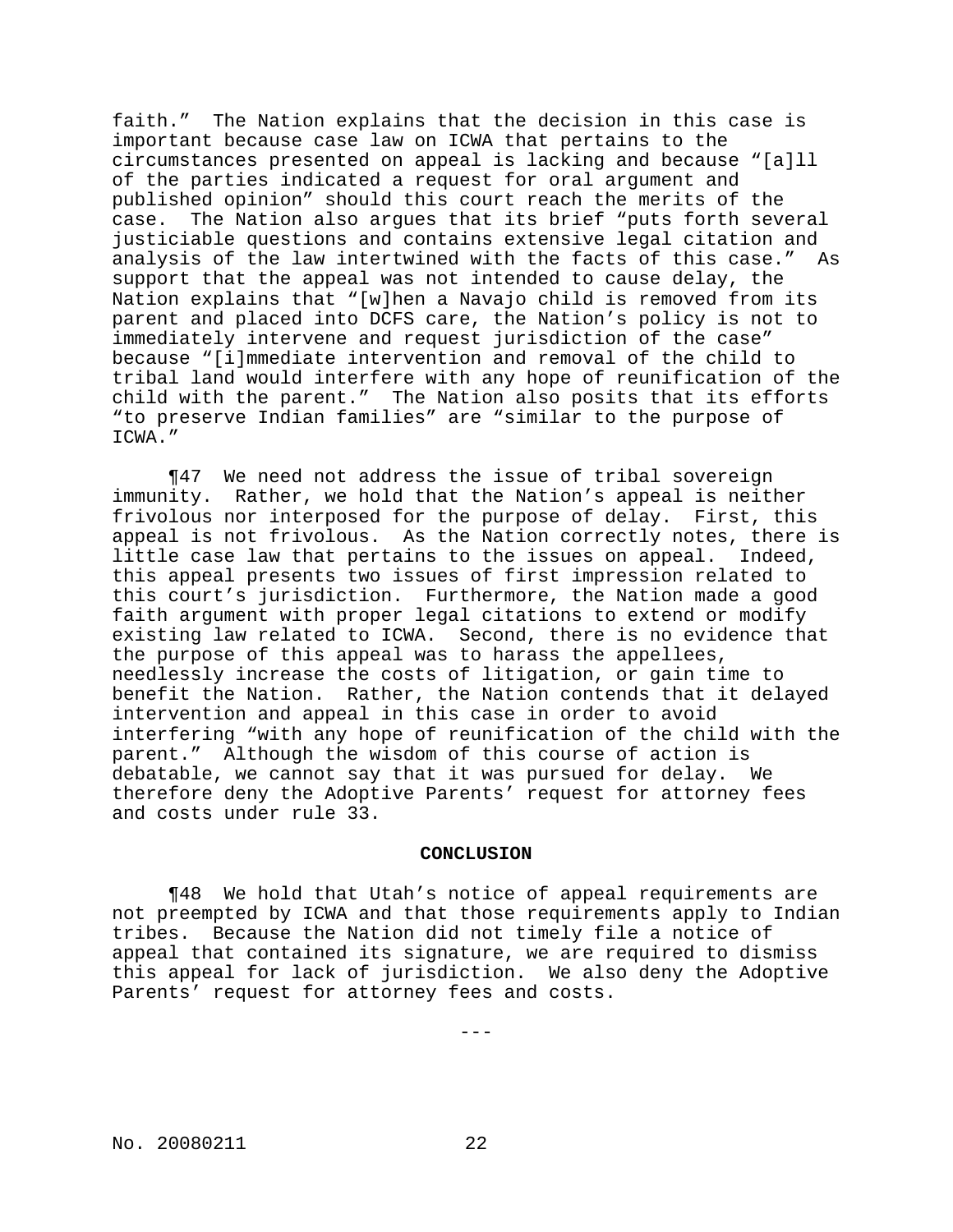faith." The Nation explains that the decision in this case is important because case law on ICWA that pertains to the circumstances presented on appeal is lacking and because "[a]ll of the parties indicated a request for oral argument and published opinion" should this court reach the merits of the case. The Nation also argues that its brief "puts forth several justiciable questions and contains extensive legal citation and analysis of the law intertwined with the facts of this case." As support that the appeal was not intended to cause delay, the Nation explains that "[w]hen a Navajo child is removed from its parent and placed into DCFS care, the Nation's policy is not to immediately intervene and request jurisdiction of the case" because "[i]mmediate intervention and removal of the child to tribal land would interfere with any hope of reunification of the child with the parent." The Nation also posits that its efforts "to preserve Indian families" are "similar to the purpose of ICWA."

¶47 We need not address the issue of tribal sovereign immunity. Rather, we hold that the Nation's appeal is neither frivolous nor interposed for the purpose of delay. First, this appeal is not frivolous. As the Nation correctly notes, there is little case law that pertains to the issues on appeal. Indeed, this appeal presents two issues of first impression related to this court's jurisdiction. Furthermore, the Nation made a good faith argument with proper legal citations to extend or modify existing law related to ICWA. Second, there is no evidence that the purpose of this appeal was to harass the appellees, needlessly increase the costs of litigation, or gain time to benefit the Nation. Rather, the Nation contends that it delayed intervention and appeal in this case in order to avoid interfering "with any hope of reunification of the child with the parent." Although the wisdom of this course of action is debatable, we cannot say that it was pursued for delay. We therefore deny the Adoptive Parents' request for attorney fees and costs under rule 33.

**CONCLUSION**

¶48 We hold that Utah's notice of appeal requirements are not preempted by ICWA and that those requirements apply to Indian tribes. Because the Nation did not timely file a notice of appeal that contained its signature, we are required to dismiss this appeal for lack of jurisdiction. We also deny the Adoptive Parents' request for attorney fees and costs.

---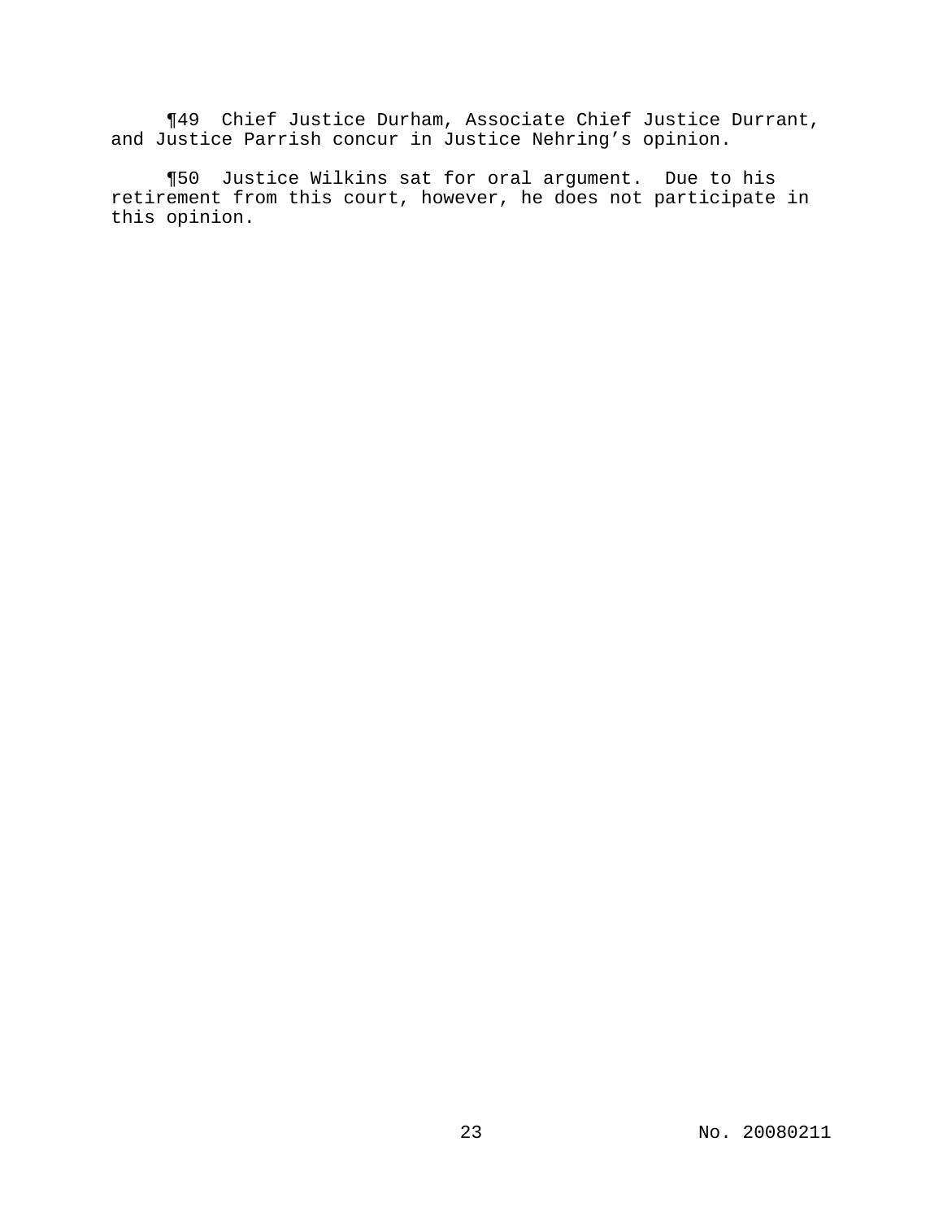¶49 Chief Justice Durham, Associate Chief Justice Durrant, and Justice Parrish concur in Justice Nehring's opinion.

¶50 Justice Wilkins sat for oral argument. Due to his retirement from this court, however, he does not participate in this opinion.